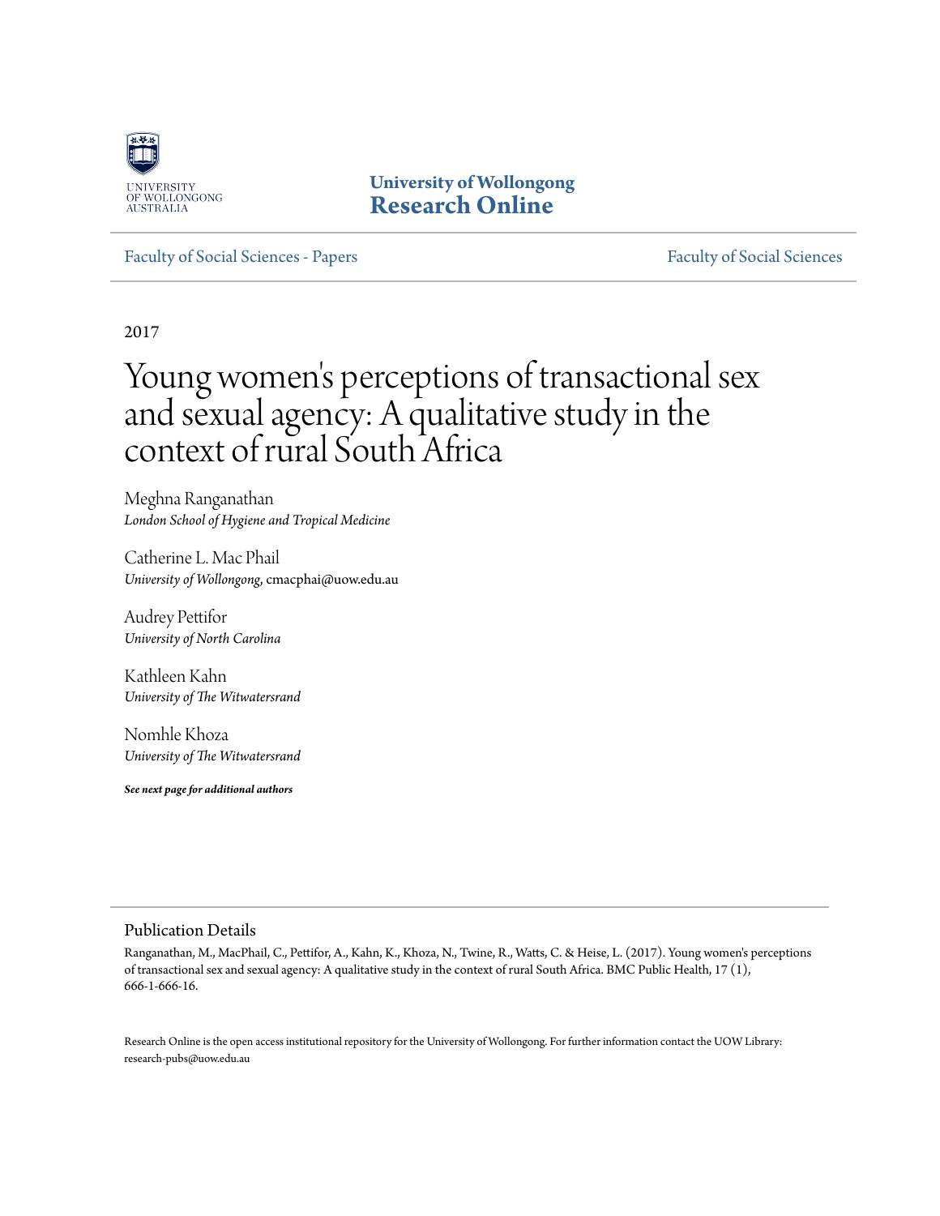University of Wollongong
# Research Online

Faculty of Social Sciences - Papers

Faculty of Social Sciences

2017

# Young women's perceptions of transactional sex and sexual agency: A qualitative study in the context of rural South Africa

Meghna Ranganathan
*London School of Hygiene and Tropical Medicine*

Catherine L. Mac Phail
*University of Wollongong*, cmacphai@uow.edu.au

Audrey Pettifor
*University of North Carolina*

Kathleen Kahn
*University of The Witwatersrand*

Nomhle Khoza
*University of The Witwatersrand*

***See next page for additional authors***

## Publication Details

Ranganathan, M., MacPhail, C., Pettifor, A., Kahn, K., Khoza, N., Twine, R., Watts, C. & Heise, L. (2017). Young women's perceptions of transactional sex and sexual agency: A qualitative study in the context of rural South Africa. BMC Public Health, 17 (1), 666-1-666-16.

Research Online is the open access institutional repository for the University of Wollongong. For further information contact the UOW Library: research-pubs@uow.edu.au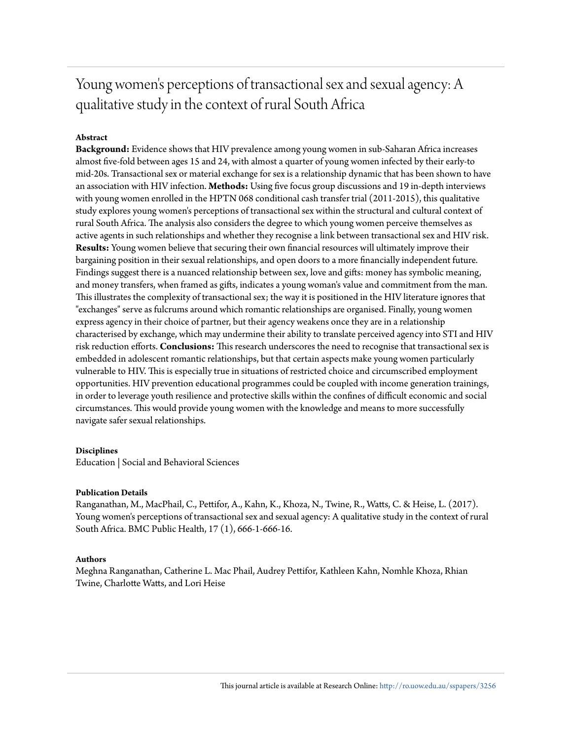# Young women's perceptions of transactional sex and sexual agency: A qualitative study in the context of rural South Africa

### Abstract

**Background:** Evidence shows that HIV prevalence among young women in sub-Saharan Africa increases almost five-fold between ages 15 and 24, with almost a quarter of young women infected by their early-to mid-20s. Transactional sex or material exchange for sex is a relationship dynamic that has been shown to have an association with HIV infection. **Methods:** Using five focus group discussions and 19 in-depth interviews with young women enrolled in the HPTN 068 conditional cash transfer trial (2011-2015), this qualitative study explores young women's perceptions of transactional sex within the structural and cultural context of rural South Africa. The analysis also considers the degree to which young women perceive themselves as active agents in such relationships and whether they recognise a link between transactional sex and HIV risk. **Results:** Young women believe that securing their own financial resources will ultimately improve their bargaining position in their sexual relationships, and open doors to a more financially independent future. Findings suggest there is a nuanced relationship between sex, love and gifts: money has symbolic meaning, and money transfers, when framed as gifts, indicates a young woman's value and commitment from the man. This illustrates the complexity of transactional sex; the way it is positioned in the HIV literature ignores that "exchanges" serve as fulcrums around which romantic relationships are organised. Finally, young women express agency in their choice of partner, but their agency weakens once they are in a relationship characterised by exchange, which may undermine their ability to translate perceived agency into STI and HIV risk reduction efforts. **Conclusions:** This research underscores the need to recognise that transactional sex is embedded in adolescent romantic relationships, but that certain aspects make young women particularly vulnerable to HIV. This is especially true in situations of restricted choice and circumscribed employment opportunities. HIV prevention educational programmes could be coupled with income generation trainings, in order to leverage youth resilience and protective skills within the confines of difficult economic and social circumstances. This would provide young women with the knowledge and means to more successfully navigate safer sexual relationships.

### Disciplines

Education | Social and Behavioral Sciences

### Publication Details

Ranganathan, M., MacPhail, C., Pettifor, A., Kahn, K., Khoza, N., Twine, R., Watts, C. & Heise, L. (2017). Young women's perceptions of transactional sex and sexual agency: A qualitative study in the context of rural South Africa. BMC Public Health, 17 (1), 666-1-666-16.

### Authors

Meghna Ranganathan, Catherine L. Mac Phail, Audrey Pettifor, Kathleen Kahn, Nomhle Khoza, Rhian Twine, Charlotte Watts, and Lori Heise

This journal article is available at Research Online: http://ro.uow.edu.au/sspapers/3256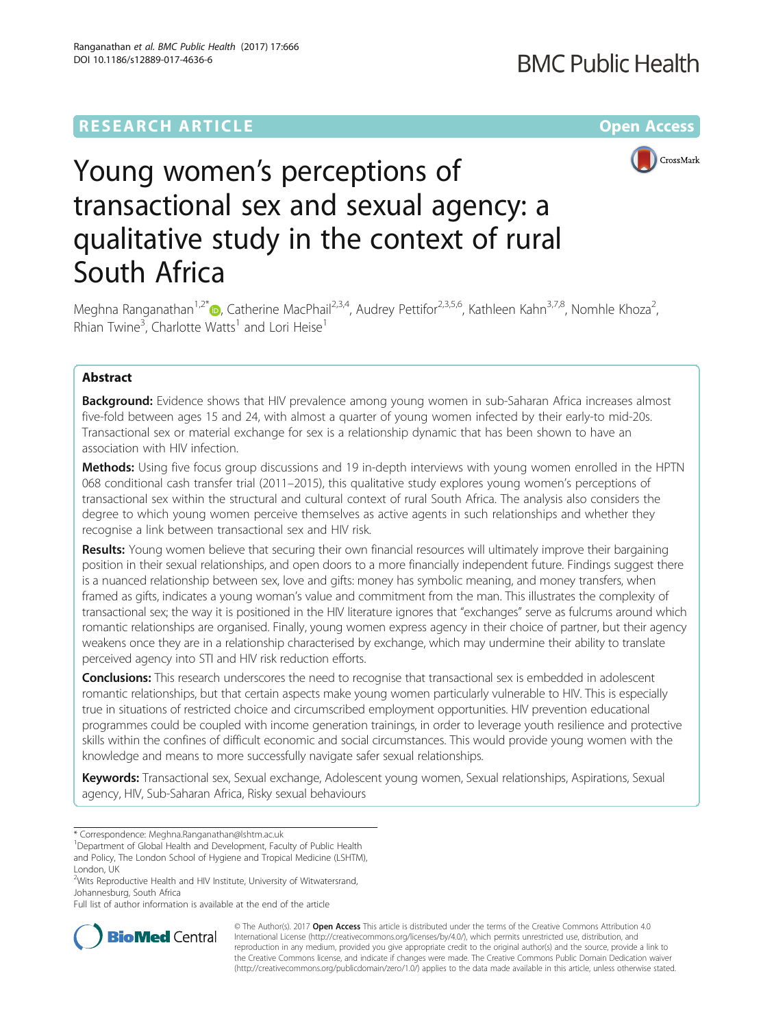# Young women's perceptions of transactional sex and sexual agency: a qualitative study in the context of rural South Africa

Meghna Ranganathan[1,2*], Catherine MacPhail[2,3,4], Audrey Pettifor[2,3,5,6], Kathleen Kahn[3,7,8], Nomhle Khoza[2], Rhian Twine[3], Charlotte Watts[1] and Lori Heise[1]

## Abstract

**Background:** Evidence shows that HIV prevalence among young women in sub-Saharan Africa increases almost five-fold between ages 15 and 24, with almost a quarter of young women infected by their early-to mid-20s. Transactional sex or material exchange for sex is a relationship dynamic that has been shown to have an association with HIV infection.

**Methods:** Using five focus group discussions and 19 in-depth interviews with young women enrolled in the HPTN 068 conditional cash transfer trial (2011–2015), this qualitative study explores young women's perceptions of transactional sex within the structural and cultural context of rural South Africa. The analysis also considers the degree to which young women perceive themselves as active agents in such relationships and whether they recognise a link between transactional sex and HIV risk.

**Results:** Young women believe that securing their own financial resources will ultimately improve their bargaining position in their sexual relationships, and open doors to a more financially independent future. Findings suggest there is a nuanced relationship between sex, love and gifts: money has symbolic meaning, and money transfers, when framed as gifts, indicates a young woman's value and commitment from the man. This illustrates the complexity of transactional sex; the way it is positioned in the HIV literature ignores that "exchanges" serve as fulcrums around which romantic relationships are organised. Finally, young women express agency in their choice of partner, but their agency weakens once they are in a relationship characterised by exchange, which may undermine their ability to translate perceived agency into STI and HIV risk reduction efforts.

**Conclusions:** This research underscores the need to recognise that transactional sex is embedded in adolescent romantic relationships, but that certain aspects make young women particularly vulnerable to HIV. This is especially true in situations of restricted choice and circumscribed employment opportunities. HIV prevention educational programmes could be coupled with income generation trainings, in order to leverage youth resilience and protective skills within the confines of difficult economic and social circumstances. This would provide young women with the knowledge and means to more successfully navigate safer sexual relationships.

**Keywords:** Transactional sex, Sexual exchange, Adolescent young women, Sexual relationships, Aspirations, Sexual agency, HIV, Sub-Saharan Africa, Risky sexual behaviours

* Correspondence: Meghna.Ranganathan@lshtm.ac.uk
[1]Department of Global Health and Development, Faculty of Public Health and Policy, The London School of Hygiene and Tropical Medicine (LSHTM), London, UK
[2]Wits Reproductive Health and HIV Institute, University of Witwatersrand, Johannesburg, South Africa
Full list of author information is available at the end of the article

© The Author(s). 2017 **Open Access** This article is distributed under the terms of the Creative Commons Attribution 4.0 International License (http://creativecommons.org/licenses/by/4.0/), which permits unrestricted use, distribution, and reproduction in any medium, provided you give appropriate credit to the original author(s) and the source, provide a link to the Creative Commons license, and indicate if changes were made. The Creative Commons Public Domain Dedication waiver (http://creativecommons.org/publicdomain/zero/1.0/) applies to the data made available in this article, unless otherwise stated.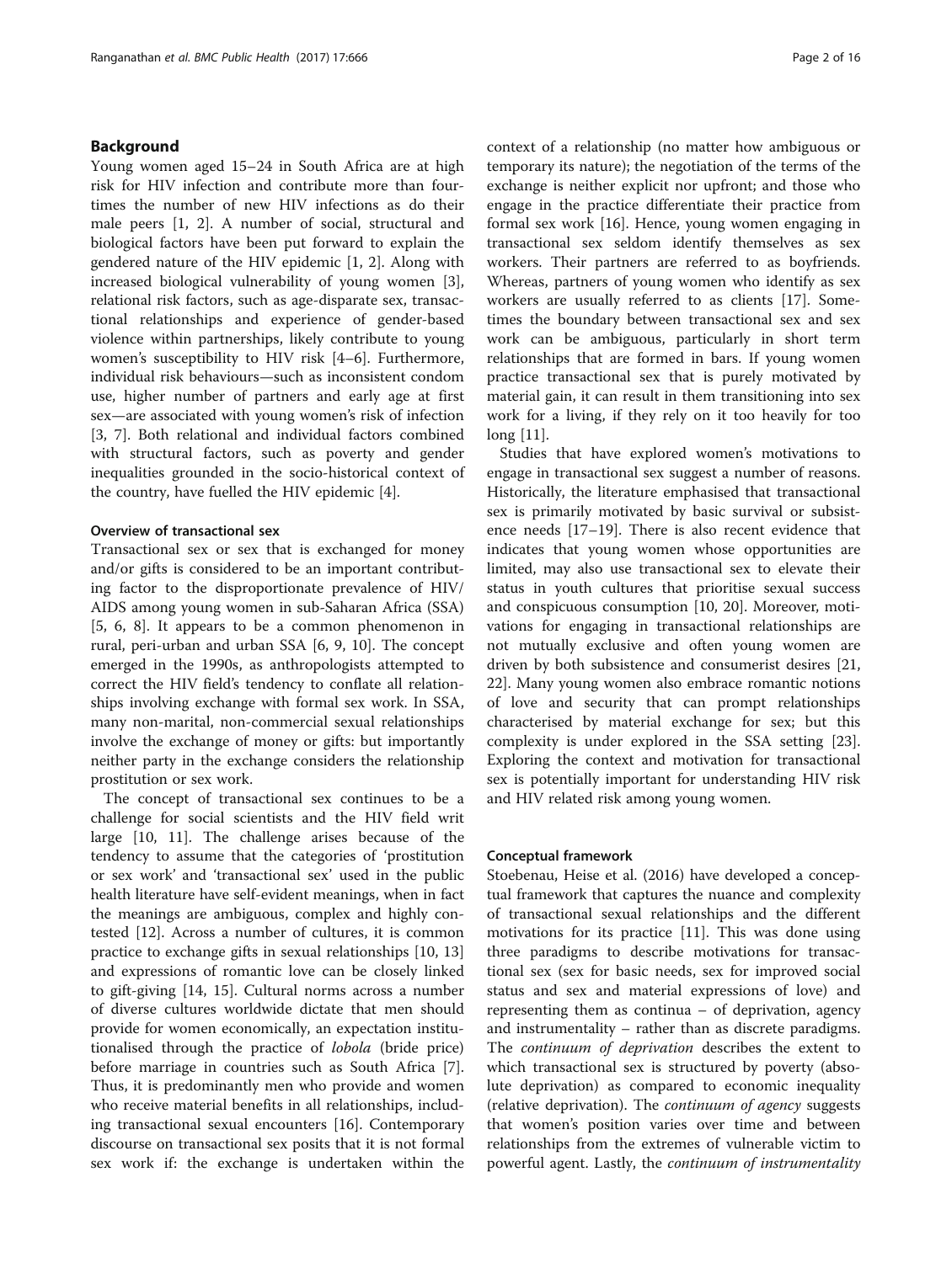## Background

Young women aged 15–24 in South Africa are at high risk for HIV infection and contribute more than four-times the number of new HIV infections as do their male peers [1, 2]. A number of social, structural and biological factors have been put forward to explain the gendered nature of the HIV epidemic [1, 2]. Along with increased biological vulnerability of young women [3], relational risk factors, such as age-disparate sex, transactional relationships and experience of gender-based violence within partnerships, likely contribute to young women's susceptibility to HIV risk [4–6]. Furthermore, individual risk behaviours—such as inconsistent condom use, higher number of partners and early age at first sex—are associated with young women's risk of infection [3, 7]. Both relational and individual factors combined with structural factors, such as poverty and gender inequalities grounded in the socio-historical context of the country, have fuelled the HIV epidemic [4].

### Overview of transactional sex

Transactional sex or sex that is exchanged for money and/or gifts is considered to be an important contributing factor to the disproportionate prevalence of HIV/AIDS among young women in sub-Saharan Africa (SSA) [5, 6, 8]. It appears to be a common phenomenon in rural, peri-urban and urban SSA [6, 9, 10]. The concept emerged in the 1990s, as anthropologists attempted to correct the HIV field's tendency to conflate all relationships involving exchange with formal sex work. In SSA, many non-marital, non-commercial sexual relationships involve the exchange of money or gifts: but importantly neither party in the exchange considers the relationship prostitution or sex work.

The concept of transactional sex continues to be a challenge for social scientists and the HIV field writ large [10, 11]. The challenge arises because of the tendency to assume that the categories of 'prostitution or sex work' and 'transactional sex' used in the public health literature have self-evident meanings, when in fact the meanings are ambiguous, complex and highly contested [12]. Across a number of cultures, it is common practice to exchange gifts in sexual relationships [10, 13] and expressions of romantic love can be closely linked to gift-giving [14, 15]. Cultural norms across a number of diverse cultures worldwide dictate that men should provide for women economically, an expectation institutionalised through the practice of *lobola* (bride price) before marriage in countries such as South Africa [7]. Thus, it is predominantly men who provide and women who receive material benefits in all relationships, including transactional sexual encounters [16]. Contemporary discourse on transactional sex posits that it is not formal sex work if: the exchange is undertaken within the context of a relationship (no matter how ambiguous or temporary its nature); the negotiation of the terms of the exchange is neither explicit nor upfront; and those who engage in the practice differentiate their practice from formal sex work [16]. Hence, young women engaging in transactional sex seldom identify themselves as sex workers. Their partners are referred to as boyfriends. Whereas, partners of young women who identify as sex workers are usually referred to as clients [17]. Sometimes the boundary between transactional sex and sex work can be ambiguous, particularly in short term relationships that are formed in bars. If young women practice transactional sex that is purely motivated by material gain, it can result in them transitioning into sex work for a living, if they rely on it too heavily for too long [11].

Studies that have explored women's motivations to engage in transactional sex suggest a number of reasons. Historically, the literature emphasised that transactional sex is primarily motivated by basic survival or subsistence needs [17–19]. There is also recent evidence that indicates that young women whose opportunities are limited, may also use transactional sex to elevate their status in youth cultures that prioritise sexual success and conspicuous consumption [10, 20]. Moreover, motivations for engaging in transactional relationships are not mutually exclusive and often young women are driven by both subsistence and consumerist desires [21, 22]. Many young women also embrace romantic notions of love and security that can prompt relationships characterised by material exchange for sex; but this complexity is under explored in the SSA setting [23]. Exploring the context and motivation for transactional sex is potentially important for understanding HIV risk and HIV related risk among young women.

### Conceptual framework

Stoebenau, Heise et al. (2016) have developed a conceptual framework that captures the nuance and complexity of transactional sexual relationships and the different motivations for its practice [11]. This was done using three paradigms to describe motivations for transactional sex (sex for basic needs, sex for improved social status and sex and material expressions of love) and representing them as continua – of deprivation, agency and instrumentality – rather than as discrete paradigms. The *continuum of deprivation* describes the extent to which transactional sex is structured by poverty (absolute deprivation) as compared to economic inequality (relative deprivation). The *continuum of agency* suggests that women's position varies over time and between relationships from the extremes of vulnerable victim to powerful agent. Lastly, the *continuum of instrumentality*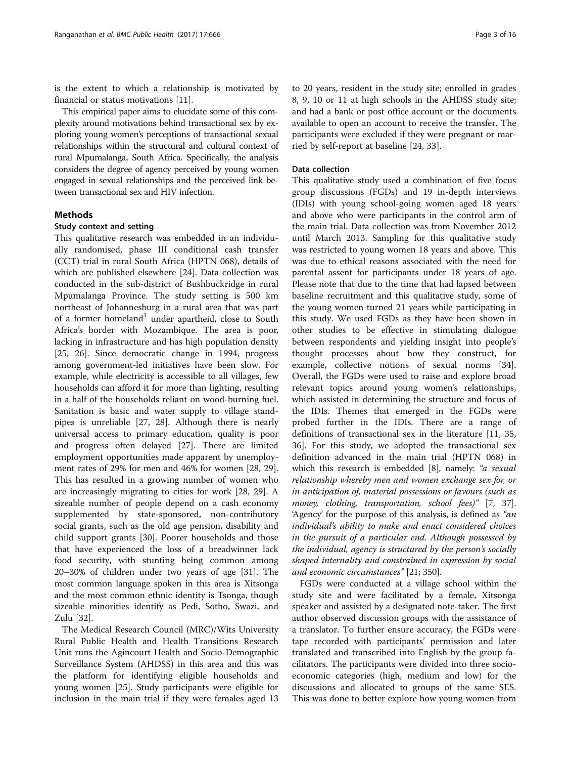is the extent to which a relationship is motivated by financial or status motivations [11].

This empirical paper aims to elucidate some of this complexity around motivations behind transactional sex by exploring young women's perceptions of transactional sexual relationships within the structural and cultural context of rural Mpumalanga, South Africa. Specifically, the analysis considers the degree of agency perceived by young women engaged in sexual relationships and the perceived link between transactional sex and HIV infection.

## Methods

### Study context and setting

This qualitative research was embedded in an individually randomised, phase III conditional cash transfer (CCT) trial in rural South Africa (HPTN 068), details of which are published elsewhere [24]. Data collection was conducted in the sub-district of Bushbuckridge in rural Mpumalanga Province. The study setting is 500 km northeast of Johannesburg in a rural area that was part of a former homeland[1] under apartheid, close to South Africa's border with Mozambique. The area is poor, lacking in infrastructure and has high population density [25, 26]. Since democratic change in 1994, progress among government-led initiatives have been slow. For example, while electricity is accessible to all villages, few households can afford it for more than lighting, resulting in a half of the households reliant on wood-burning fuel. Sanitation is basic and water supply to village standpipes is unreliable [27, 28]. Although there is nearly universal access to primary education, quality is poor and progress often delayed [27]. There are limited employment opportunities made apparent by unemployment rates of 29% for men and 46% for women [28, 29]. This has resulted in a growing number of women who are increasingly migrating to cities for work [28, 29]. A sizeable number of people depend on a cash economy supplemented by state-sponsored, non-contributory social grants, such as the old age pension, disability and child support grants [30]. Poorer households and those that have experienced the loss of a breadwinner lack food security, with stunting being common among 20–30% of children under two years of age [31]. The most common language spoken in this area is Xitsonga and the most common ethnic identity is Tsonga, though sizeable minorities identify as Pedi, Sotho, Swazi, and Zulu [32].

The Medical Research Council (MRC)/Wits University Rural Public Health and Health Transitions Research Unit runs the Agincourt Health and Socio-Demographic Surveillance System (AHDSS) in this area and this was the platform for identifying eligible households and young women [25]. Study participants were eligible for inclusion in the main trial if they were females aged 13 to 20 years, resident in the study site; enrolled in grades 8, 9, 10 or 11 at high schools in the AHDSS study site; and had a bank or post office account or the documents available to open an account to receive the transfer. The participants were excluded if they were pregnant or married by self-report at baseline [24, 33].

### Data collection

This qualitative study used a combination of five focus group discussions (FGDs) and 19 in-depth interviews (IDIs) with young school-going women aged 18 years and above who were participants in the control arm of the main trial. Data collection was from November 2012 until March 2013. Sampling for this qualitative study was restricted to young women 18 years and above. This was due to ethical reasons associated with the need for parental assent for participants under 18 years of age. Please note that due to the time that had lapsed between baseline recruitment and this qualitative study, some of the young women turned 21 years while participating in this study. We used FGDs as they have been shown in other studies to be effective in stimulating dialogue between respondents and yielding insight into people's thought processes about how they construct, for example, collective notions of sexual norms [34]. Overall, the FGDs were used to raise and explore broad relevant topics around young women's relationships, which assisted in determining the structure and focus of the IDIs. Themes that emerged in the FGDs were probed further in the IDIs. There are a range of definitions of transactional sex in the literature [11, 35, 36]. For this study, we adopted the transactional sex definition advanced in the main trial (HPTN 068) in which this research is embedded [8], namely: *"a sexual relationship whereby men and women exchange sex for, or in anticipation of, material possessions or favours (such as money, clothing, transportation, school fees)"* [7, 37]. 'Agency' for the purpose of this analysis, is defined as *"an individual's ability to make and enact considered choices in the pursuit of a particular end. Although possessed by the individual, agency is structured by the person's socially shaped internality and constrained in expression by social and economic circumstances"* [21; 350].

FGDs were conducted at a village school within the study site and were facilitated by a female, Xitsonga speaker and assisted by a designated note-taker. The first author observed discussion groups with the assistance of a translator. To further ensure accuracy, the FGDs were tape recorded with participants' permission and later translated and transcribed into English by the group facilitators. The participants were divided into three socio-economic categories (high, medium and low) for the discussions and allocated to groups of the same SES. This was done to better explore how young women from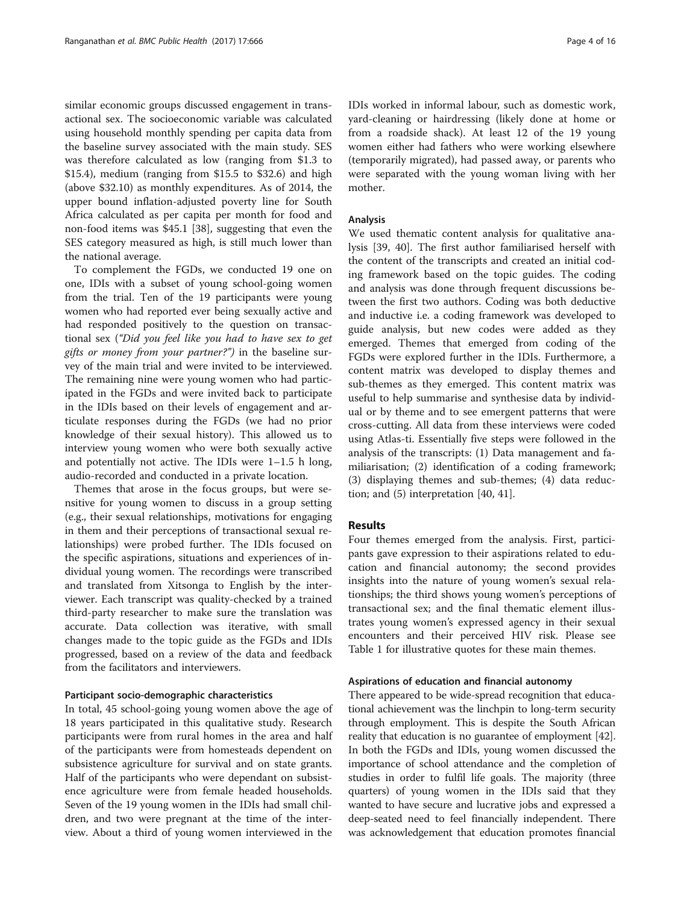similar economic groups discussed engagement in transactional sex. The socioeconomic variable was calculated using household monthly spending per capita data from the baseline survey associated with the main study. SES was therefore calculated as low (ranging from $1.3 to $15.4), medium (ranging from $15.5 to $32.6) and high (above $32.10) as monthly expenditures. As of 2014, the upper bound inflation-adjusted poverty line for South Africa calculated as per capita per month for food and non-food items was $45.1 [38], suggesting that even the SES category measured as high, is still much lower than the national average.

To complement the FGDs, we conducted 19 one on one, IDIs with a subset of young school-going women from the trial. Ten of the 19 participants were young women who had reported ever being sexually active and had responded positively to the question on transactional sex (*"Did you feel like you had to have sex to get gifts or money from your partner?"*) in the baseline survey of the main trial and were invited to be interviewed. The remaining nine were young women who had participated in the FGDs and were invited back to participate in the IDIs based on their levels of engagement and articulate responses during the FGDs (we had no prior knowledge of their sexual history). This allowed us to interview young women who were both sexually active and potentially not active. The IDIs were 1–1.5 h long, audio-recorded and conducted in a private location.

Themes that arose in the focus groups, but were sensitive for young women to discuss in a group setting (e.g., their sexual relationships, motivations for engaging in them and their perceptions of transactional sexual relationships) were probed further. The IDIs focused on the specific aspirations, situations and experiences of individual young women. The recordings were transcribed and translated from Xitsonga to English by the interviewer. Each transcript was quality-checked by a trained third-party researcher to make sure the translation was accurate. Data collection was iterative, with small changes made to the topic guide as the FGDs and IDIs progressed, based on a review of the data and feedback from the facilitators and interviewers.

#### Participant socio-demographic characteristics

In total, 45 school-going young women above the age of 18 years participated in this qualitative study. Research participants were from rural homes in the area and half of the participants were from homesteads dependent on subsistence agriculture for survival and on state grants. Half of the participants who were dependant on subsistence agriculture were from female headed households. Seven of the 19 young women in the IDIs had small children, and two were pregnant at the time of the interview. About a third of young women interviewed in the IDIs worked in informal labour, such as domestic work, yard-cleaning or hairdressing (likely done at home or from a roadside shack). At least 12 of the 19 young women either had fathers who were working elsewhere (temporarily migrated), had passed away, or parents who were separated with the young woman living with her mother.

#### Analysis

We used thematic content analysis for qualitative analysis [39, 40]. The first author familiarised herself with the content of the transcripts and created an initial coding framework based on the topic guides. The coding and analysis was done through frequent discussions between the first two authors. Coding was both deductive and inductive i.e. a coding framework was developed to guide analysis, but new codes were added as they emerged. Themes that emerged from coding of the FGDs were explored further in the IDIs. Furthermore, a content matrix was developed to display themes and sub-themes as they emerged. This content matrix was useful to help summarise and synthesise data by individual or by theme and to see emergent patterns that were cross-cutting. All data from these interviews were coded using Atlas-ti. Essentially five steps were followed in the analysis of the transcripts: (1) Data management and familiarisation; (2) identification of a coding framework; (3) displaying themes and sub-themes; (4) data reduction; and (5) interpretation [40, 41].

## Results

Four themes emerged from the analysis. First, participants gave expression to their aspirations related to education and financial autonomy; the second provides insights into the nature of young women's sexual relationships; the third shows young women's perceptions of transactional sex; and the final thematic element illustrates young women's expressed agency in their sexual encounters and their perceived HIV risk. Please see Table 1 for illustrative quotes for these main themes.

#### Aspirations of education and financial autonomy

There appeared to be wide-spread recognition that educational achievement was the linchpin to long-term security through employment. This is despite the South African reality that education is no guarantee of employment [42]. In both the FGDs and IDIs, young women discussed the importance of school attendance and the completion of studies in order to fulfil life goals. The majority (three quarters) of young women in the IDIs said that they wanted to have secure and lucrative jobs and expressed a deep-seated need to feel financially independent. There was acknowledgement that education promotes financial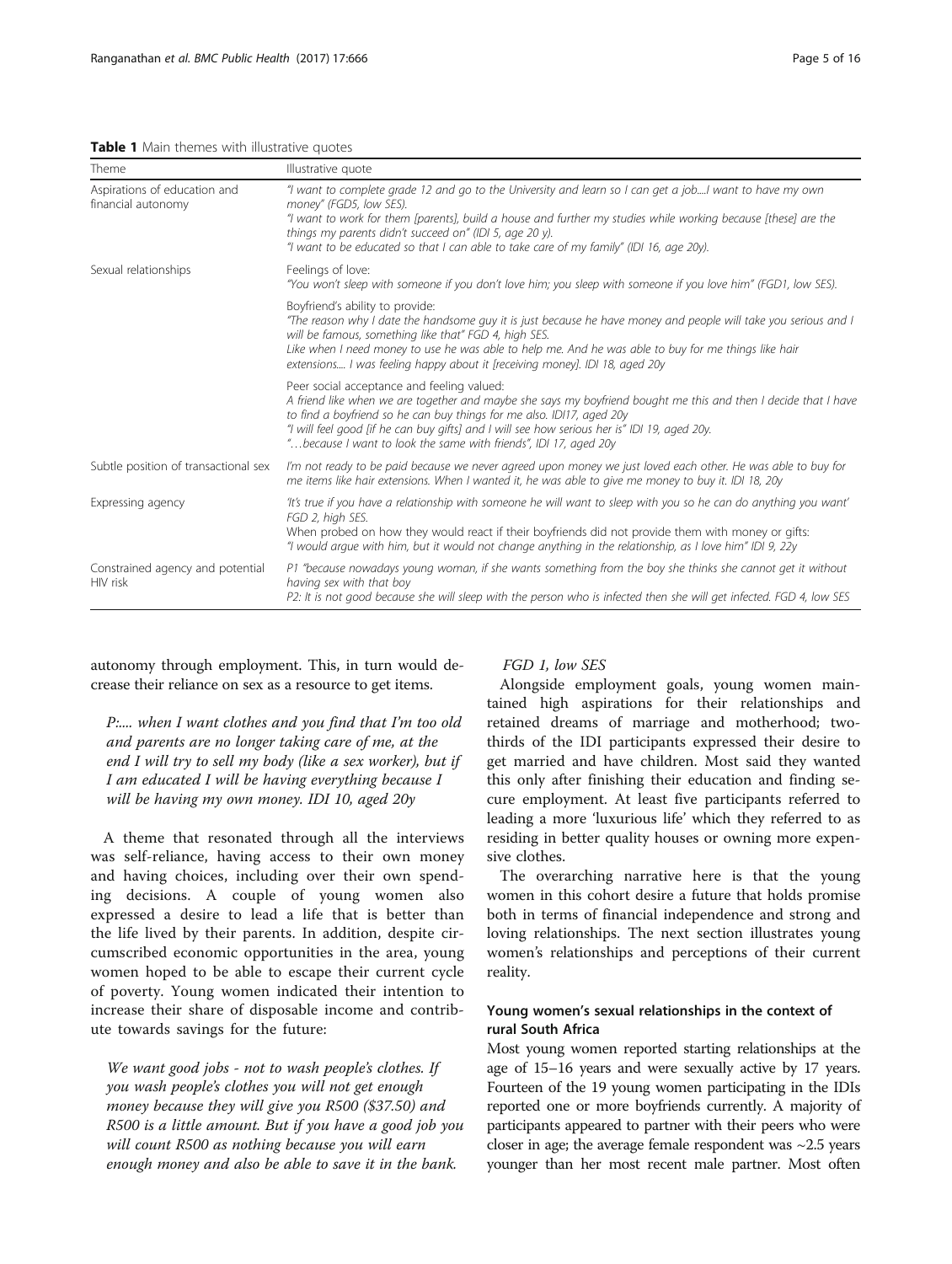**Table 1** Main themes with illustrative quotes

| Theme | Illustrative quote |
| --- | --- |
| Aspirations of education and financial autonomy | *"I want to complete grade 12 and go to the University and learn so I can get a job....I want to have my own money" (FGD5, low SES).*<br>*"I want to work for them [parents], build a house and further my studies while working because [these] are the things my parents didn't succeed on" (IDI 5, age 20 y).*<br>*"I want to be educated so that I can able to take care of my family" (IDI 16, age 20y).* |
| Sexual relationships | Feelings of love:<br>*"You won't sleep with someone if you don't love him; you sleep with someone if you love him" (FGD1, low SES).* |
| | Boyfriend's ability to provide:<br>*"The reason why I date the handsome guy it is just because he have money and people will take you serious and I will be famous, something like that" FGD 4, high SES.*<br>*Like when I need money to use he was able to help me. And he was able to buy for me things like hair extensions.... I was feeling happy about it [receiving money]. IDI 18, aged 20y* |
| | Peer social acceptance and feeling valued:<br>*A friend like when we are together and maybe she says my boyfriend bought me this and then I decide that I have to find a boyfriend so he can buy things for me also. IDI17, aged 20y*<br>*"I will feel good [if he can buy gifts] and I will see how serious her is" IDI 19, aged 20y.*<br>*"…because I want to look the same with friends", IDI 17, aged 20y* |
| Subtle position of transactional sex | *I'm not ready to be paid because we never agreed upon money we just loved each other. He was able to buy for me items like hair extensions. When I wanted it, he was able to give me money to buy it. IDI 18, 20y* |
| Expressing agency | *'It's true if you have a relationship with someone he will want to sleep with you so he can do anything you want' FGD 2, high SES.*<br>When probed on how they would react if their boyfriends did not provide them with money or gifts:<br>*"I would argue with him, but it would not change anything in the relationship, as I love him" IDI 9, 22y* |
| Constrained agency and potential HIV risk | *P1 "because nowadays young woman, if she wants something from the boy she thinks she cannot get it without having sex with that boy*<br>*P2: It is not good because she will sleep with the person who is infected then she will get infected. FGD 4, low SES* |

autonomy through employment. This, in turn would decrease their reliance on sex as a resource to get items.

> *P:.... when I want clothes and you find that I'm too old and parents are no longer taking care of me, at the end I will try to sell my body (like a sex worker), but if I am educated I will be having everything because I will be having my own money. IDI 10, aged 20y*

A theme that resonated through all the interviews was self-reliance, having access to their own money and having choices, including over their own spending decisions. A couple of young women also expressed a desire to lead a life that is better than the life lived by their parents. In addition, despite circumscribed economic opportunities in the area, young women hoped to be able to escape their current cycle of poverty. Young women indicated their intention to increase their share of disposable income and contribute towards savings for the future:

> *We want good jobs - not to wash people's clothes. If you wash people's clothes you will not get enough money because they will give you R500 ($37.50) and R500 is a little amount. But if you have a good job you will count R500 as nothing because you will earn enough money and also be able to save it in the bank.*
>
> *FGD 1, low SES*

Alongside employment goals, young women maintained high aspirations for their relationships and retained dreams of marriage and motherhood; two-thirds of the IDI participants expressed their desire to get married and have children. Most said they wanted this only after finishing their education and finding secure employment. At least five participants referred to leading a more 'luxurious life' which they referred to as residing in better quality houses or owning more expensive clothes.

The overarching narrative here is that the young women in this cohort desire a future that holds promise both in terms of financial independence and strong and loving relationships. The next section illustrates young women's relationships and perceptions of their current reality.

### Young women's sexual relationships in the context of rural South Africa

Most young women reported starting relationships at the age of 15–16 years and were sexually active by 17 years. Fourteen of the 19 young women participating in the IDIs reported one or more boyfriends currently. A majority of participants appeared to partner with their peers who were closer in age; the average female respondent was ~2.5 years younger than her most recent male partner. Most often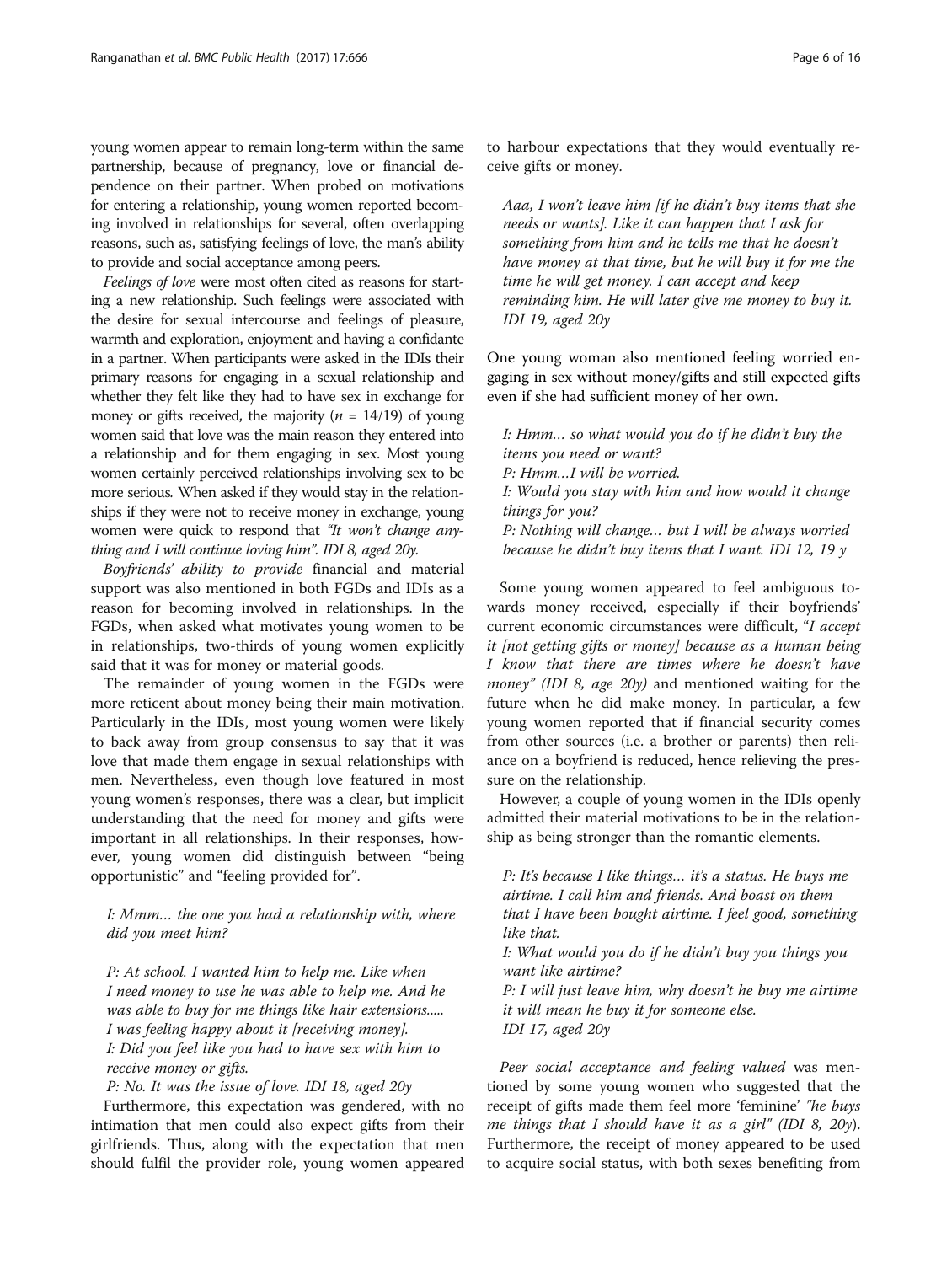young women appear to remain long-term within the same partnership, because of pregnancy, love or financial dependence on their partner. When probed on motivations for entering a relationship, young women reported becoming involved in relationships for several, often overlapping reasons, such as, satisfying feelings of love, the man's ability to provide and social acceptance among peers.

*Feelings of love* were most often cited as reasons for starting a new relationship. Such feelings were associated with the desire for sexual intercourse and feelings of pleasure, warmth and exploration, enjoyment and having a confidante in a partner. When participants were asked in the IDIs their primary reasons for engaging in a sexual relationship and whether they felt like they had to have sex in exchange for money or gifts received, the majority ($n = 14/19$) of young women said that love was the main reason they entered into a relationship and for them engaging in sex. Most young women certainly perceived relationships involving sex to be more serious. When asked if they would stay in the relationships if they were not to receive money in exchange, young women were quick to respond that *"It won't change anything and I will continue loving him". IDI 8, aged 20y.*

*Boyfriends' ability to provide* financial and material support was also mentioned in both FGDs and IDIs as a reason for becoming involved in relationships. In the FGDs, when asked what motivates young women to be in relationships, two-thirds of young women explicitly said that it was for money or material goods.

The remainder of young women in the FGDs were more reticent about money being their main motivation. Particularly in the IDIs, most young women were likely to back away from group consensus to say that it was love that made them engage in sexual relationships with men. Nevertheless, even though love featured in most young women's responses, there was a clear, but implicit understanding that the need for money and gifts were important in all relationships. In their responses, however, young women did distinguish between "being opportunistic" and "feeling provided for".

> *I: Mmm… the one you had a relationship with, where did you meet him?*
>
> *P: At school. I wanted him to help me. Like when I need money to use he was able to help me. And he was able to buy for me things like hair extensions..... I was feeling happy about it [receiving money].*
> *I: Did you feel like you had to have sex with him to receive money or gifts.*
> *P: No. It was the issue of love. IDI 18, aged 20y*

Furthermore, this expectation was gendered, with no intimation that men could also expect gifts from their girlfriends. Thus, along with the expectation that men should fulfil the provider role, young women appeared to harbour expectations that they would eventually receive gifts or money.

> *Aaa, I won't leave him [if he didn't buy items that she needs or wants]. Like it can happen that I ask for something from him and he tells me that he doesn't have money at that time, but he will buy it for me the time he will get money. I can accept and keep reminding him. He will later give me money to buy it. IDI 19, aged 20y*

One young woman also mentioned feeling worried engaging in sex without money/gifts and still expected gifts even if she had sufficient money of her own.

> *I: Hmm… so what would you do if he didn't buy the items you need or want?*
> *P: Hmm…I will be worried.*
> *I: Would you stay with him and how would it change things for you?*
> *P: Nothing will change… but I will be always worried because he didn't buy items that I want. IDI 12, 19 y*

Some young women appeared to feel ambiguous towards money received, especially if their boyfriends' current economic circumstances were difficult, "*I accept it [not getting gifts or money] because as a human being I know that there are times where he doesn't have money" (IDI 8, age 20y)* and mentioned waiting for the future when he did make money. In particular, a few young women reported that if financial security comes from other sources (i.e. a brother or parents) then reliance on a boyfriend is reduced, hence relieving the pressure on the relationship.

However, a couple of young women in the IDIs openly admitted their material motivations to be in the relationship as being stronger than the romantic elements.

> *P: It's because I like things… it's a status. He buys me airtime. I call him and friends. And boast on them that I have been bought airtime. I feel good, something like that.*
> *I: What would you do if he didn't buy you things you want like airtime?*
> *P: I will just leave him, why doesn't he buy me airtime it will mean he buy it for someone else.*
> *IDI 17, aged 20y*

*Peer social acceptance and feeling valued* was mentioned by some young women who suggested that the receipt of gifts made them feel more 'feminine' *"he buys me things that I should have it as a girl" (IDI 8, 20y)*. Furthermore, the receipt of money appeared to be used to acquire social status, with both sexes benefiting from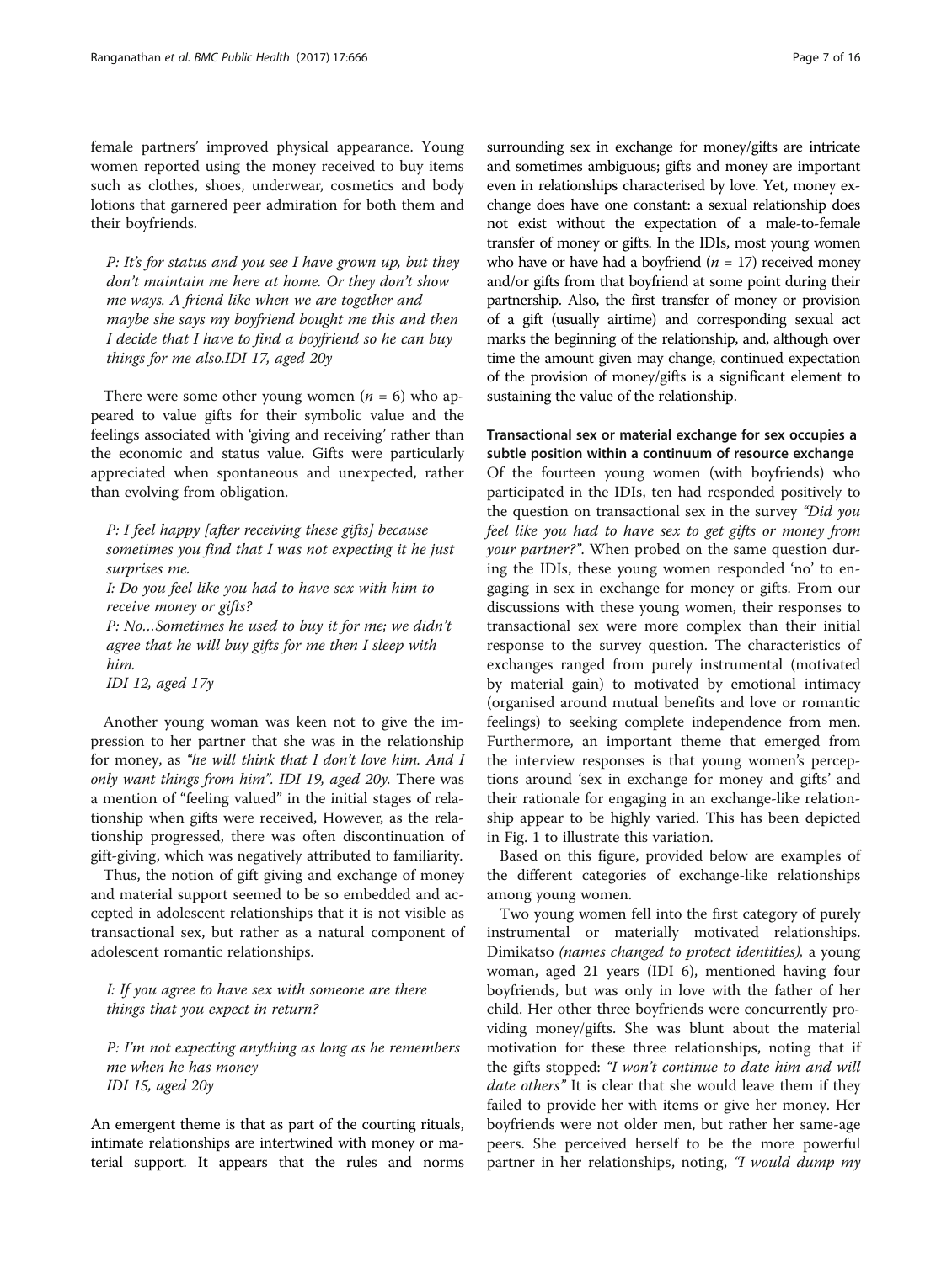female partners' improved physical appearance. Young women reported using the money received to buy items such as clothes, shoes, underwear, cosmetics and body lotions that garnered peer admiration for both them and their boyfriends.

> *P: It's for status and you see I have grown up, but they don't maintain me here at home. Or they don't show me ways. A friend like when we are together and maybe she says my boyfriend bought me this and then I decide that I have to find a boyfriend so he can buy things for me also.IDI 17, aged 20y*

There were some other young women ($n = 6$) who appeared to value gifts for their symbolic value and the feelings associated with 'giving and receiving' rather than the economic and status value. Gifts were particularly appreciated when spontaneous and unexpected, rather than evolving from obligation.

> *P: I feel happy [after receiving these gifts] because sometimes you find that I was not expecting it he just surprises me.*
>
> *I: Do you feel like you had to have sex with him to receive money or gifts?*
>
> *P: No…Sometimes he used to buy it for me; we didn't agree that he will buy gifts for me then I sleep with him.*
>
> *IDI 12, aged 17y*

Another young woman was keen not to give the impression to her partner that she was in the relationship for money, as *"he will think that I don't love him. And I only want things from him". IDI 19, aged 20y.* There was a mention of "feeling valued" in the initial stages of relationship when gifts were received, However, as the relationship progressed, there was often discontinuation of gift-giving, which was negatively attributed to familiarity.

Thus, the notion of gift giving and exchange of money and material support seemed to be so embedded and accepted in adolescent relationships that it is not visible as transactional sex, but rather as a natural component of adolescent romantic relationships.

> *I: If you agree to have sex with someone are there things that you expect in return?*
>
> *P: I'm not expecting anything as long as he remembers me when he has money*
>
> *IDI 15, aged 20y*

An emergent theme is that as part of the courting rituals, intimate relationships are intertwined with money or material support. It appears that the rules and norms surrounding sex in exchange for money/gifts are intricate and sometimes ambiguous; gifts and money are important even in relationships characterised by love. Yet, money exchange does have one constant: a sexual relationship does not exist without the expectation of a male-to-female transfer of money or gifts. In the IDIs, most young women who have or have had a boyfriend ($n = 17$) received money and/or gifts from that boyfriend at some point during their partnership. Also, the first transfer of money or provision of a gift (usually airtime) and corresponding sexual act marks the beginning of the relationship, and, although over time the amount given may change, continued expectation of the provision of money/gifts is a significant element to sustaining the value of the relationship.

#### Transactional sex or material exchange for sex occupies a subtle position within a continuum of resource exchange

Of the fourteen young women (with boyfriends) who participated in the IDIs, ten had responded positively to the question on transactional sex in the survey *"Did you feel like you had to have sex to get gifts or money from your partner?"*. When probed on the same question during the IDIs, these young women responded 'no' to engaging in sex in exchange for money or gifts. From our discussions with these young women, their responses to transactional sex were more complex than their initial response to the survey question. The characteristics of exchanges ranged from purely instrumental (motivated by material gain) to motivated by emotional intimacy (organised around mutual benefits and love or romantic feelings) to seeking complete independence from men. Furthermore, an important theme that emerged from the interview responses is that young women's perceptions around 'sex in exchange for money and gifts' and their rationale for engaging in an exchange-like relationship appear to be highly varied. This has been depicted in Fig. 1 to illustrate this variation.

Based on this figure, provided below are examples of the different categories of exchange-like relationships among young women.

Two young women fell into the first category of purely instrumental or materially motivated relationships. Dimikatso *(names changed to protect identities),* a young woman, aged 21 years (IDI 6), mentioned having four boyfriends, but was only in love with the father of her child. Her other three boyfriends were concurrently providing money/gifts. She was blunt about the material motivation for these three relationships, noting that if the gifts stopped: *"I won't continue to date him and will date others"* It is clear that she would leave them if they failed to provide her with items or give her money. Her boyfriends were not older men, but rather her same-age peers. She perceived herself to be the more powerful partner in her relationships, noting, *"I would dump my*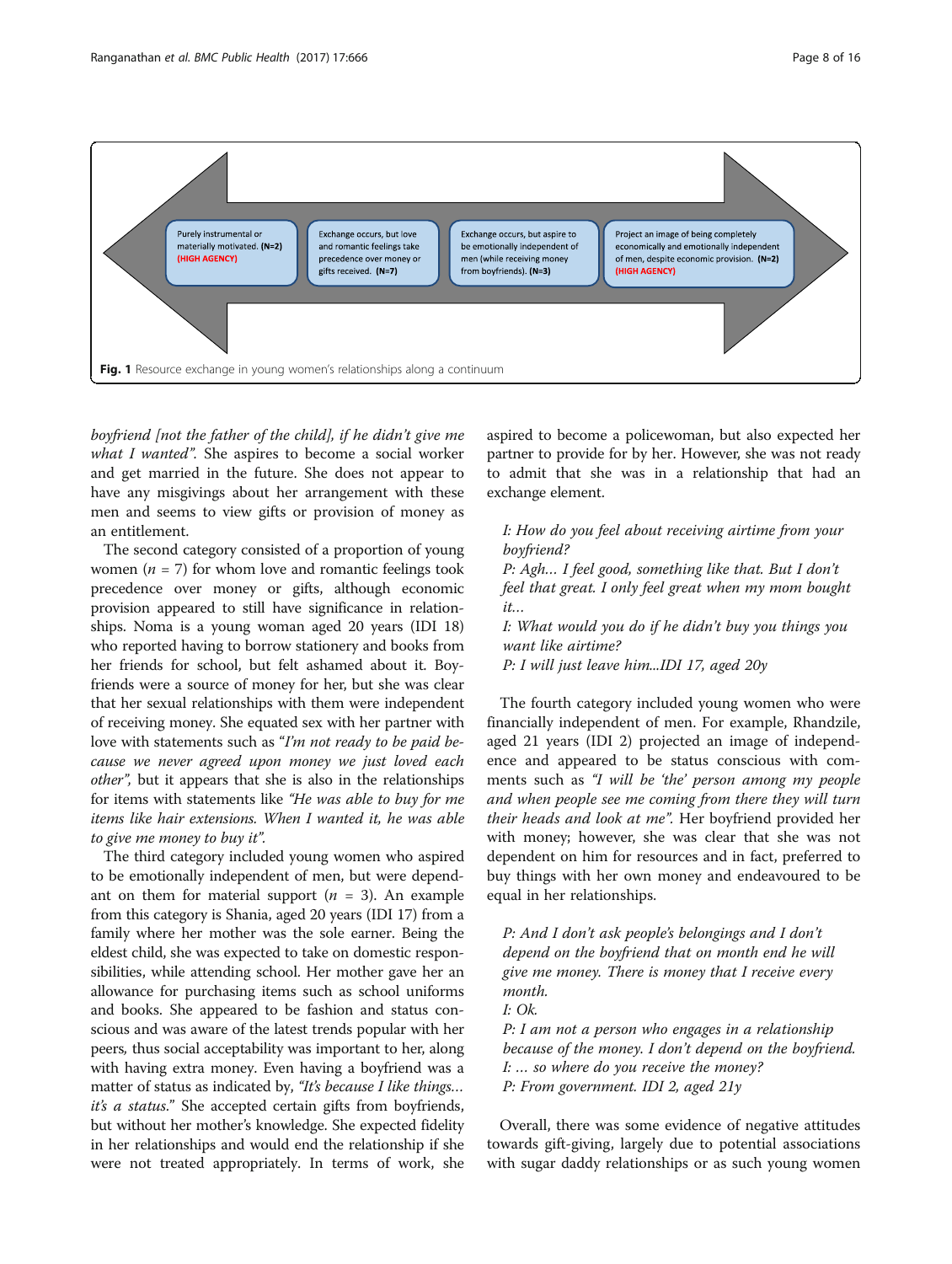Purely instrumental or materially motivated. **(N=2)** **(HIGH AGENCY)**

Exchange occurs, but love and romantic feelings take precedence over money or gifts received. **(N=7)**

Exchange occurs, but aspire to be emotionally independent of men (while receiving money from boyfriends). **(N=3)**

Project an image of being completely economically and emotionally independent of men, despite economic provision. **(N=2)** **(HIGH AGENCY)**

**Fig. 1** Resource exchange in young women's relationships along a continuum

*boyfriend [not the father of the child], if he didn't give me what I wanted"*. She aspires to become a social worker and get married in the future. She does not appear to have any misgivings about her arrangement with these men and seems to view gifts or provision of money as an entitlement.

The second category consisted of a proportion of young women ($n$ = 7) for whom love and romantic feelings took precedence over money or gifts, although economic provision appeared to still have significance in relationships. Noma is a young woman aged 20 years (IDI 18) who reported having to borrow stationery and books from her friends for school, but felt ashamed about it. Boyfriends were a source of money for her, but she was clear that her sexual relationships with them were independent of receiving money. She equated sex with her partner with love with statements such as *"I'm not ready to be paid because we never agreed upon money we just loved each other"*, but it appears that she is also in the relationships for items with statements like *"He was able to buy for me items like hair extensions. When I wanted it, he was able to give me money to buy it"*.

The third category included young women who aspired to be emotionally independent of men, but were dependant on them for material support ($n$ = 3). An example from this category is Shania, aged 20 years (IDI 17) from a family where her mother was the sole earner. Being the eldest child, she was expected to take on domestic responsibilities, while attending school. Her mother gave her an allowance for purchasing items such as school uniforms and books. She appeared to be fashion and status conscious and was aware of the latest trends popular with her peers, thus social acceptability was important to her, along with having extra money. Even having a boyfriend was a matter of status as indicated by, *"It's because I like things… it's a status."* She accepted certain gifts from boyfriends, but without her mother's knowledge. She expected fidelity in her relationships and would end the relationship if she were not treated appropriately. In terms of work, she aspired to become a policewoman, but also expected her partner to provide for by her. However, she was not ready to admit that she was in a relationship that had an exchange element.

> *I: How do you feel about receiving airtime from your boyfriend?*
> *P: Agh… I feel good, something like that. But I don't feel that great. I only feel great when my mom bought it…*
> *I: What would you do if he didn't buy you things you want like airtime?*
> *P: I will just leave him...IDI 17, aged 20y*

The fourth category included young women who were financially independent of men. For example, Rhandzile, aged 21 years (IDI 2) projected an image of independence and appeared to be status conscious with comments such as *"I will be 'the' person among my people and when people see me coming from there they will turn their heads and look at me"*. Her boyfriend provided her with money; however, she was clear that she was not dependent on him for resources and in fact, preferred to buy things with her own money and endeavoured to be equal in her relationships.

> *P: And I don't ask people's belongings and I don't depend on the boyfriend that on month end he will give me money. There is money that I receive every month.*
> *I: Ok.*
> *P: I am not a person who engages in a relationship because of the money. I don't depend on the boyfriend.*
> *I: … so where do you receive the money?*
> *P: From government. IDI 2, aged 21y*

Overall, there was some evidence of negative attitudes towards gift-giving, largely due to potential associations with sugar daddy relationships or as such young women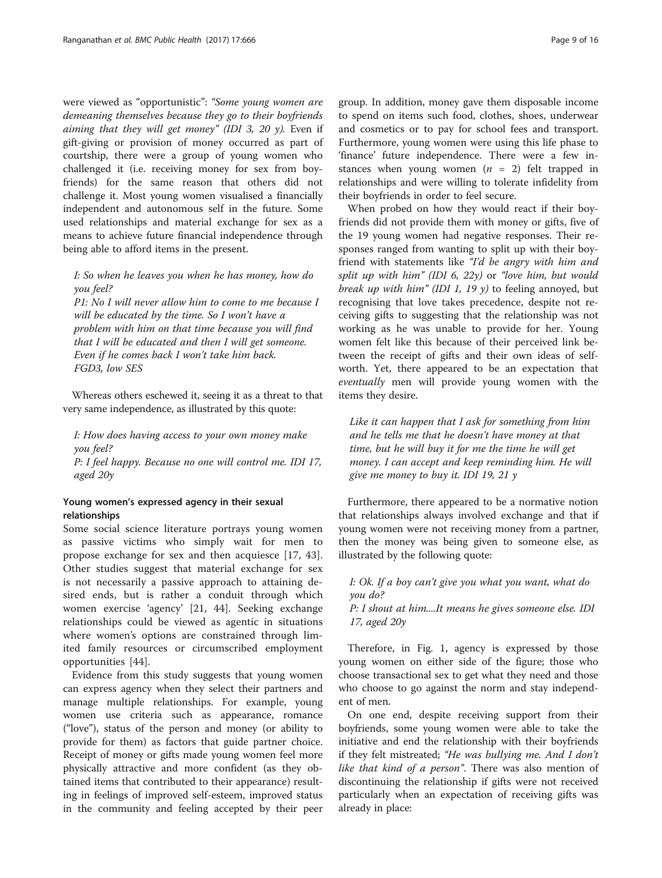were viewed as "opportunistic": *"Some young women are demeaning themselves because they go to their boyfriends aiming that they will get money" (IDI 3, 20 y).* Even if gift-giving or provision of money occurred as part of courtship, there were a group of young women who challenged it (i.e. receiving money for sex from boyfriends) for the same reason that others did not challenge it. Most young women visualised a financially independent and autonomous self in the future. Some used relationships and material exchange for sex as a means to achieve future financial independence through being able to afford items in the present.

> *I: So when he leaves you when he has money, how do you feel?*
>
> *P1: No I will never allow him to come to me because I will be educated by the time. So I won't have a problem with him on that time because you will find that I will be educated and then I will get someone. Even if he comes back I won't take him back. FGD3, low SES*

Whereas others eschewed it, seeing it as a threat to that very same independence, as illustrated by this quote:

> *I: How does having access to your own money make you feel?*
>
> *P: I feel happy. Because no one will control me. IDI 17, aged 20y*

## Young women's expressed agency in their sexual relationships

Some social science literature portrays young women as passive victims who simply wait for men to propose exchange for sex and then acquiesce [17, 43]. Other studies suggest that material exchange for sex is not necessarily a passive approach to attaining desired ends, but is rather a conduit through which women exercise 'agency' [21, 44]. Seeking exchange relationships could be viewed as agentic in situations where women's options are constrained through limited family resources or circumscribed employment opportunities [44].

Evidence from this study suggests that young women can express agency when they select their partners and manage multiple relationships. For example, young women use criteria such as appearance, romance ("love"), status of the person and money (or ability to provide for them) as factors that guide partner choice. Receipt of money or gifts made young women feel more physically attractive and more confident (as they obtained items that contributed to their appearance) resulting in feelings of improved self-esteem, improved status in the community and feeling accepted by their peer group. In addition, money gave them disposable income to spend on items such food, clothes, shoes, underwear and cosmetics or to pay for school fees and transport. Furthermore, young women were using this life phase to 'finance' future independence. There were a few instances when young women ($n$ = 2) felt trapped in relationships and were willing to tolerate infidelity from their boyfriends in order to feel secure.

When probed on how they would react if their boyfriends did not provide them with money or gifts, five of the 19 young women had negative responses. Their responses ranged from wanting to split up with their boyfriend with statements like *"I'd be angry with him and split up with him" (IDI 6, 22y)* or *"love him, but would break up with him" (IDI 1, 19 y)* to feeling annoyed, but recognising that love takes precedence, despite not receiving gifts to suggesting that the relationship was not working as he was unable to provide for her. Young women felt like this because of their perceived link between the receipt of gifts and their own ideas of self-worth. Yet, there appeared to be an expectation that *eventually* men will provide young women with the items they desire.

> *Like it can happen that I ask for something from him and he tells me that he doesn't have money at that time, but he will buy it for me the time he will get money. I can accept and keep reminding him. He will give me money to buy it. IDI 19, 21 y*

Furthermore, there appeared to be a normative notion that relationships always involved exchange and that if young women were not receiving money from a partner, then the money was being given to someone else, as illustrated by the following quote:

> *I: Ok. If a boy can't give you what you want, what do you do?*
>
> *P: I shout at him....It means he gives someone else. IDI 17, aged 20y*

Therefore, in Fig. 1, agency is expressed by those young women on either side of the figure; those who choose transactional sex to get what they need and those who choose to go against the norm and stay independent of men.

On one end, despite receiving support from their boyfriends, some young women were able to take the initiative and end the relationship with their boyfriends if they felt mistreated; *"He was bullying me. And I don't like that kind of a person"*. There was also mention of discontinuing the relationship if gifts were not received particularly when an expectation of receiving gifts was already in place: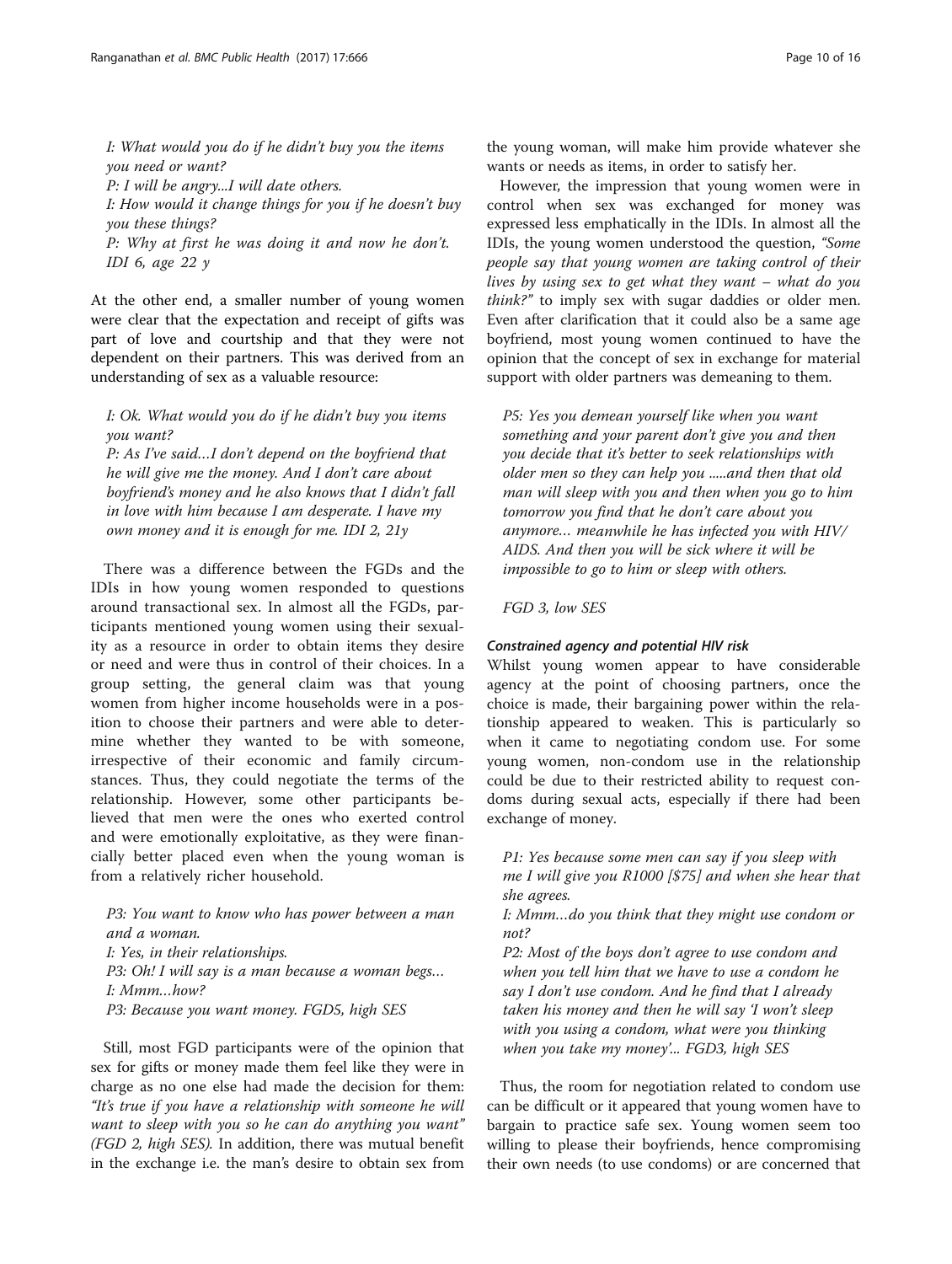*I: What would you do if he didn't buy you the items you need or want?*
*P: I will be angry...I will date others.*
*I: How would it change things for you if he doesn't buy you these things?*
*P: Why at first he was doing it and now he don't. IDI 6, age 22 y*

At the other end, a smaller number of young women were clear that the expectation and receipt of gifts was part of love and courtship and that they were not dependent on their partners. This was derived from an understanding of sex as a valuable resource:

*I: Ok. What would you do if he didn't buy you items you want?*
*P: As I've said…I don't depend on the boyfriend that he will give me the money. And I don't care about boyfriend's money and he also knows that I didn't fall in love with him because I am desperate. I have my own money and it is enough for me. IDI 2, 21y*

There was a difference between the FGDs and the IDIs in how young women responded to questions around transactional sex. In almost all the FGDs, participants mentioned young women using their sexuality as a resource in order to obtain items they desire or need and were thus in control of their choices. In a group setting, the general claim was that young women from higher income households were in a position to choose their partners and were able to determine whether they wanted to be with someone, irrespective of their economic and family circumstances. Thus, they could negotiate the terms of the relationship. However, some other participants believed that men were the ones who exerted control and were emotionally exploitative, as they were financially better placed even when the young woman is from a relatively richer household.

*P3: You want to know who has power between a man and a woman.*
*I: Yes, in their relationships.*
*P3: Oh! I will say is a man because a woman begs…*
*I: Mmm…how?*
*P3: Because you want money. FGD5, high SES*

Still, most FGD participants were of the opinion that sex for gifts or money made them feel like they were in charge as no one else had made the decision for them: *"It's true if you have a relationship with someone he will want to sleep with you so he can do anything you want" (FGD 2, high SES).* In addition, there was mutual benefit in the exchange i.e. the man's desire to obtain sex from the young woman, will make him provide whatever she wants or needs as items, in order to satisfy her.

However, the impression that young women were in control when sex was exchanged for money was expressed less emphatically in the IDIs. In almost all the IDIs, the young women understood the question, *"Some people say that young women are taking control of their lives by using sex to get what they want – what do you think?"* to imply sex with sugar daddies or older men. Even after clarification that it could also be a same age boyfriend, most young women continued to have the opinion that the concept of sex in exchange for material support with older partners was demeaning to them.

*P5: Yes you demean yourself like when you want something and your parent don't give you and then you decide that it's better to seek relationships with older men so they can help you .....and then that old man will sleep with you and then when you go to him tomorrow you find that he don't care about you anymore… meanwhile he has infected you with HIV/AIDS. And then you will be sick where it will be impossible to go to him or sleep with others.*

*FGD 3, low SES*

#### *Constrained agency and potential HIV risk*

Whilst young women appear to have considerable agency at the point of choosing partners, once the choice is made, their bargaining power within the relationship appeared to weaken. This is particularly so when it came to negotiating condom use. For some young women, non-condom use in the relationship could be due to their restricted ability to request condoms during sexual acts, especially if there had been exchange of money.

*P1: Yes because some men can say if you sleep with me I will give you R1000 [$75] and when she hear that she agrees.*
*I: Mmm…do you think that they might use condom or not?*
*P2: Most of the boys don't agree to use condom and when you tell him that we have to use a condom he say I don't use condom. And he find that I already taken his money and then he will say 'I won't sleep with you using a condom, what were you thinking when you take my money'... FGD3, high SES*

Thus, the room for negotiation related to condom use can be difficult or it appeared that young women have to bargain to practice safe sex. Young women seem too willing to please their boyfriends, hence compromising their own needs (to use condoms) or are concerned that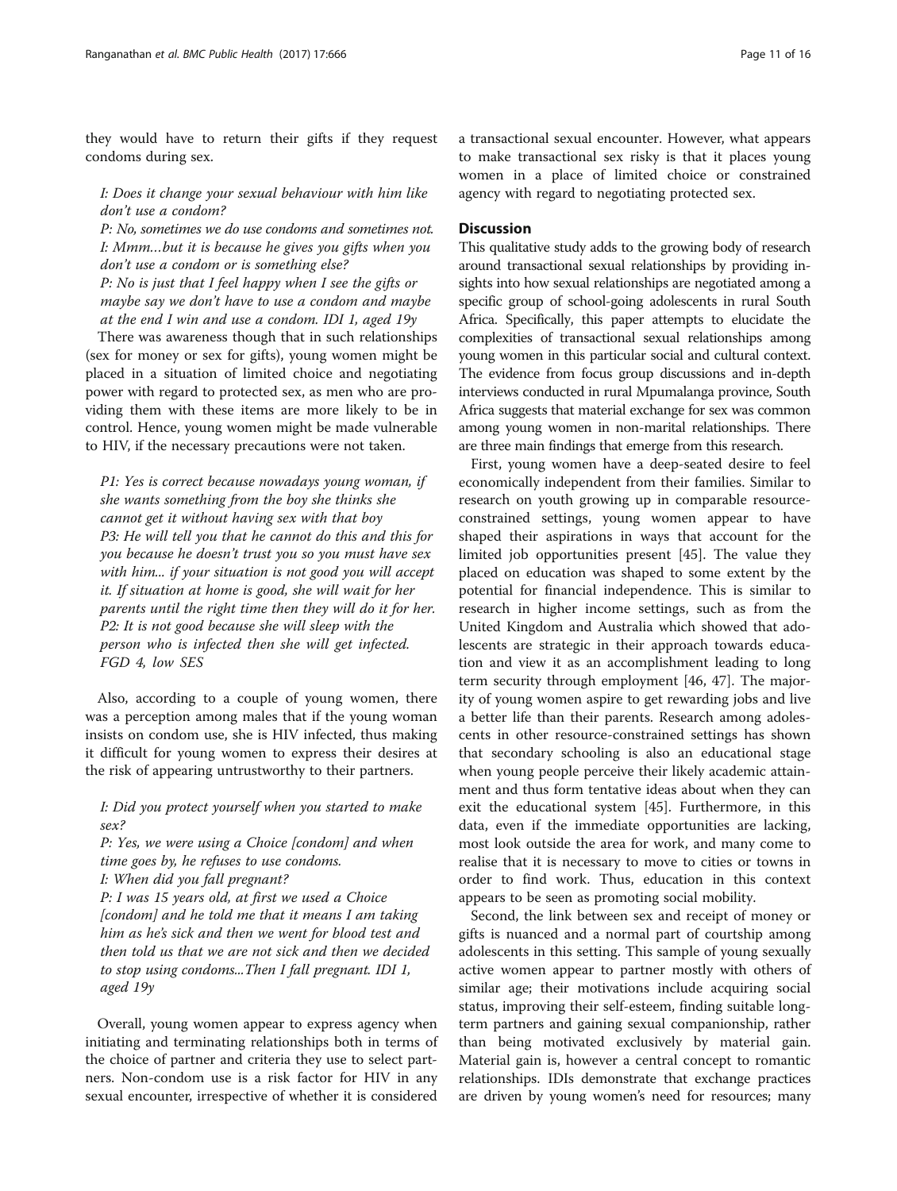they would have to return their gifts if they request condoms during sex.

*I: Does it change your sexual behaviour with him like don't use a condom?*
*P: No, sometimes we do use condoms and sometimes not.*
*I: Mmm…but it is because he gives you gifts when you don't use a condom or is something else?*
*P: No is just that I feel happy when I see the gifts or maybe say we don't have to use a condom and maybe at the end I win and use a condom. IDI 1, aged 19y*

There was awareness though that in such relationships (sex for money or sex for gifts), young women might be placed in a situation of limited choice and negotiating power with regard to protected sex, as men who are providing them with these items are more likely to be in control. Hence, young women might be made vulnerable to HIV, if the necessary precautions were not taken.

*P1: Yes is correct because nowadays young woman, if she wants something from the boy she thinks she cannot get it without having sex with that boy*
*P3: He will tell you that he cannot do this and this for you because he doesn't trust you so you must have sex with him... if your situation is not good you will accept it. If situation at home is good, she will wait for her parents until the right time then they will do it for her.*
*P2: It is not good because she will sleep with the person who is infected then she will get infected. FGD 4, low SES*

Also, according to a couple of young women, there was a perception among males that if the young woman insists on condom use, she is HIV infected, thus making it difficult for young women to express their desires at the risk of appearing untrustworthy to their partners.

*I: Did you protect yourself when you started to make sex?*
*P: Yes, we were using a Choice [condom] and when time goes by, he refuses to use condoms.*
*I: When did you fall pregnant?*
*P: I was 15 years old, at first we used a Choice [condom] and he told me that it means I am taking him as he's sick and then we went for blood test and then told us that we are not sick and then we decided to stop using condoms...Then I fall pregnant. IDI 1, aged 19y*

Overall, young women appear to express agency when initiating and terminating relationships both in terms of the choice of partner and criteria they use to select partners. Non-condom use is a risk factor for HIV in any sexual encounter, irrespective of whether it is considered a transactional sexual encounter. However, what appears to make transactional sex risky is that it places young women in a place of limited choice or constrained agency with regard to negotiating protected sex.

## Discussion

This qualitative study adds to the growing body of research around transactional sexual relationships by providing insights into how sexual relationships are negotiated among a specific group of school-going adolescents in rural South Africa. Specifically, this paper attempts to elucidate the complexities of transactional sexual relationships among young women in this particular social and cultural context. The evidence from focus group discussions and in-depth interviews conducted in rural Mpumalanga province, South Africa suggests that material exchange for sex was common among young women in non-marital relationships. There are three main findings that emerge from this research.

First, young women have a deep-seated desire to feel economically independent from their families. Similar to research on youth growing up in comparable resource-constrained settings, young women appear to have shaped their aspirations in ways that account for the limited job opportunities present [45]. The value they placed on education was shaped to some extent by the potential for financial independence. This is similar to research in higher income settings, such as from the United Kingdom and Australia which showed that adolescents are strategic in their approach towards education and view it as an accomplishment leading to long term security through employment [46, 47]. The majority of young women aspire to get rewarding jobs and live a better life than their parents. Research among adolescents in other resource-constrained settings has shown that secondary schooling is also an educational stage when young people perceive their likely academic attainment and thus form tentative ideas about when they can exit the educational system [45]. Furthermore, in this data, even if the immediate opportunities are lacking, most look outside the area for work, and many come to realise that it is necessary to move to cities or towns in order to find work. Thus, education in this context appears to be seen as promoting social mobility.

Second, the link between sex and receipt of money or gifts is nuanced and a normal part of courtship among adolescents in this setting. This sample of young sexually active women appear to partner mostly with others of similar age; their motivations include acquiring social status, improving their self-esteem, finding suitable long-term partners and gaining sexual companionship, rather than being motivated exclusively by material gain. Material gain is, however a central concept to romantic relationships. IDIs demonstrate that exchange practices are driven by young women's need for resources; many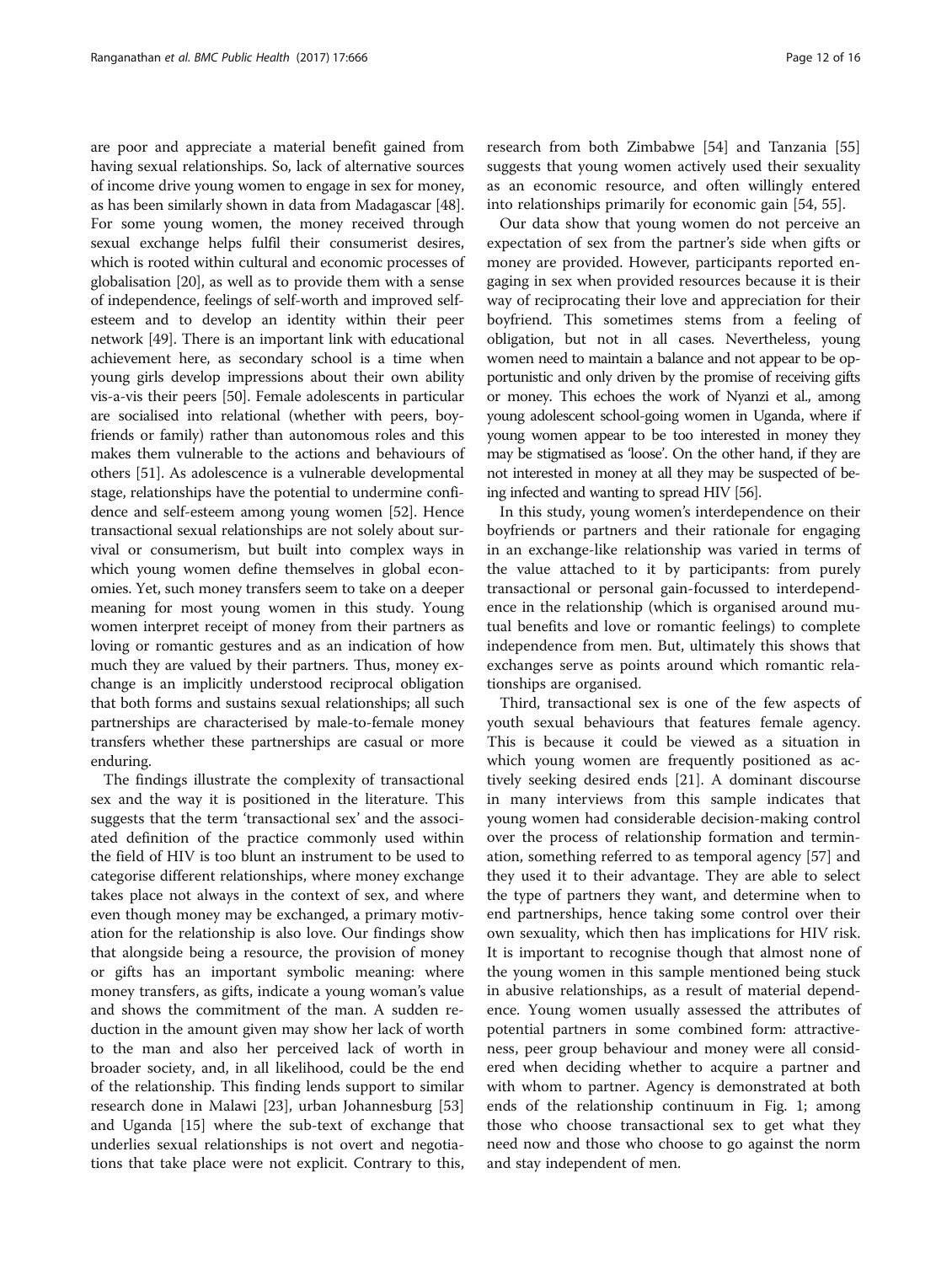are poor and appreciate a material benefit gained from having sexual relationships. So, lack of alternative sources of income drive young women to engage in sex for money, as has been similarly shown in data from Madagascar [48]. For some young women, the money received through sexual exchange helps fulfil their consumerist desires, which is rooted within cultural and economic processes of globalisation [20], as well as to provide them with a sense of independence, feelings of self-worth and improved self-esteem and to develop an identity within their peer network [49]. There is an important link with educational achievement here, as secondary school is a time when young girls develop impressions about their own ability vis-a-vis their peers [50]. Female adolescents in particular are socialised into relational (whether with peers, boyfriends or family) rather than autonomous roles and this makes them vulnerable to the actions and behaviours of others [51]. As adolescence is a vulnerable developmental stage, relationships have the potential to undermine confidence and self-esteem among young women [52]. Hence transactional sexual relationships are not solely about survival or consumerism, but built into complex ways in which young women define themselves in global economies. Yet, such money transfers seem to take on a deeper meaning for most young women in this study. Young women interpret receipt of money from their partners as loving or romantic gestures and as an indication of how much they are valued by their partners. Thus, money exchange is an implicitly understood reciprocal obligation that both forms and sustains sexual relationships; all such partnerships are characterised by male-to-female money transfers whether these partnerships are casual or more enduring.

The findings illustrate the complexity of transactional sex and the way it is positioned in the literature. This suggests that the term 'transactional sex' and the associated definition of the practice commonly used within the field of HIV is too blunt an instrument to be used to categorise different relationships, where money exchange takes place not always in the context of sex, and where even though money may be exchanged, a primary motivation for the relationship is also love. Our findings show that alongside being a resource, the provision of money or gifts has an important symbolic meaning: where money transfers, as gifts, indicate a young woman's value and shows the commitment of the man. A sudden reduction in the amount given may show her lack of worth to the man and also her perceived lack of worth in broader society, and, in all likelihood, could be the end of the relationship. This finding lends support to similar research done in Malawi [23], urban Johannesburg [53] and Uganda [15] where the sub-text of exchange that underlies sexual relationships is not overt and negotiations that take place were not explicit. Contrary to this, research from both Zimbabwe [54] and Tanzania [55] suggests that young women actively used their sexuality as an economic resource, and often willingly entered into relationships primarily for economic gain [54, 55].

Our data show that young women do not perceive an expectation of sex from the partner's side when gifts or money are provided. However, participants reported engaging in sex when provided resources because it is their way of reciprocating their love and appreciation for their boyfriend. This sometimes stems from a feeling of obligation, but not in all cases. Nevertheless, young women need to maintain a balance and not appear to be opportunistic and only driven by the promise of receiving gifts or money. This echoes the work of Nyanzi et al., among young adolescent school-going women in Uganda, where if young women appear to be too interested in money they may be stigmatised as 'loose'. On the other hand, if they are not interested in money at all they may be suspected of being infected and wanting to spread HIV [56].

In this study, young women's interdependence on their boyfriends or partners and their rationale for engaging in an exchange-like relationship was varied in terms of the value attached to it by participants: from purely transactional or personal gain-focussed to interdependence in the relationship (which is organised around mutual benefits and love or romantic feelings) to complete independence from men. But, ultimately this shows that exchanges serve as points around which romantic relationships are organised.

Third, transactional sex is one of the few aspects of youth sexual behaviours that features female agency. This is because it could be viewed as a situation in which young women are frequently positioned as actively seeking desired ends [21]. A dominant discourse in many interviews from this sample indicates that young women had considerable decision-making control over the process of relationship formation and termination, something referred to as temporal agency [57] and they used it to their advantage. They are able to select the type of partners they want, and determine when to end partnerships, hence taking some control over their own sexuality, which then has implications for HIV risk. It is important to recognise though that almost none of the young women in this sample mentioned being stuck in abusive relationships, as a result of material dependence. Young women usually assessed the attributes of potential partners in some combined form: attractiveness, peer group behaviour and money were all considered when deciding whether to acquire a partner and with whom to partner. Agency is demonstrated at both ends of the relationship continuum in Fig. 1; among those who choose transactional sex to get what they need now and those who choose to go against the norm and stay independent of men.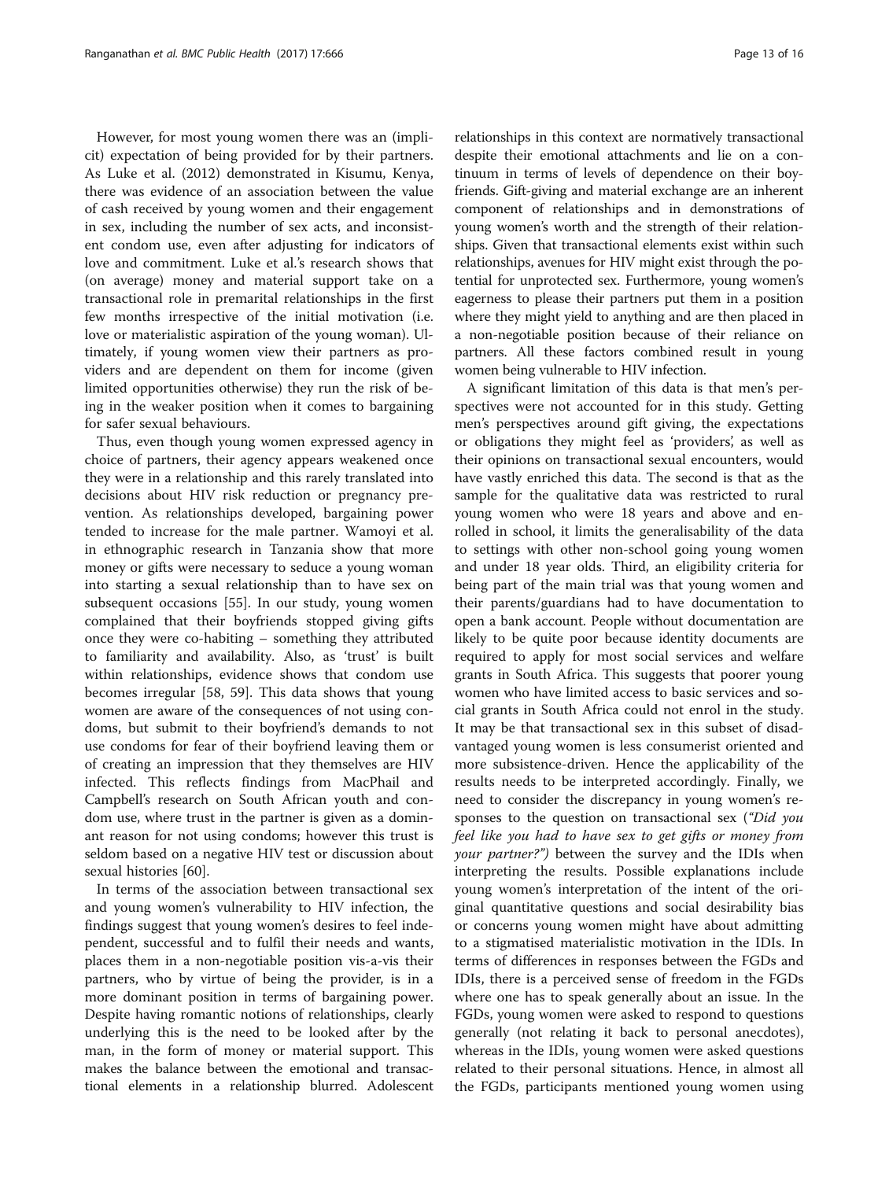However, for most young women there was an (implicit) expectation of being provided for by their partners. As Luke et al. (2012) demonstrated in Kisumu, Kenya, there was evidence of an association between the value of cash received by young women and their engagement in sex, including the number of sex acts, and inconsistent condom use, even after adjusting for indicators of love and commitment. Luke et al.'s research shows that (on average) money and material support take on a transactional role in premarital relationships in the first few months irrespective of the initial motivation (i.e. love or materialistic aspiration of the young woman). Ultimately, if young women view their partners as providers and are dependent on them for income (given limited opportunities otherwise) they run the risk of being in the weaker position when it comes to bargaining for safer sexual behaviours.

Thus, even though young women expressed agency in choice of partners, their agency appears weakened once they were in a relationship and this rarely translated into decisions about HIV risk reduction or pregnancy prevention. As relationships developed, bargaining power tended to increase for the male partner. Wamoyi et al. in ethnographic research in Tanzania show that more money or gifts were necessary to seduce a young woman into starting a sexual relationship than to have sex on subsequent occasions [55]. In our study, young women complained that their boyfriends stopped giving gifts once they were co-habiting – something they attributed to familiarity and availability. Also, as 'trust' is built within relationships, evidence shows that condom use becomes irregular [58, 59]. This data shows that young women are aware of the consequences of not using condoms, but submit to their boyfriend's demands to not use condoms for fear of their boyfriend leaving them or of creating an impression that they themselves are HIV infected. This reflects findings from MacPhail and Campbell's research on South African youth and condom use, where trust in the partner is given as a dominant reason for not using condoms; however this trust is seldom based on a negative HIV test or discussion about sexual histories [60].

In terms of the association between transactional sex and young women's vulnerability to HIV infection, the findings suggest that young women's desires to feel independent, successful and to fulfil their needs and wants, places them in a non-negotiable position vis-a-vis their partners, who by virtue of being the provider, is in a more dominant position in terms of bargaining power. Despite having romantic notions of relationships, clearly underlying this is the need to be looked after by the man, in the form of money or material support. This makes the balance between the emotional and transactional elements in a relationship blurred. Adolescent relationships in this context are normatively transactional despite their emotional attachments and lie on a continuum in terms of levels of dependence on their boyfriends. Gift-giving and material exchange are an inherent component of relationships and in demonstrations of young women's worth and the strength of their relationships. Given that transactional elements exist within such relationships, avenues for HIV might exist through the potential for unprotected sex. Furthermore, young women's eagerness to please their partners put them in a position where they might yield to anything and are then placed in a non-negotiable position because of their reliance on partners. All these factors combined result in young women being vulnerable to HIV infection.

A significant limitation of this data is that men's perspectives were not accounted for in this study. Getting men's perspectives around gift giving, the expectations or obligations they might feel as 'providers', as well as their opinions on transactional sexual encounters, would have vastly enriched this data. The second is that as the sample for the qualitative data was restricted to rural young women who were 18 years and above and enrolled in school, it limits the generalisability of the data to settings with other non-school going young women and under 18 year olds. Third, an eligibility criteria for being part of the main trial was that young women and their parents/guardians had to have documentation to open a bank account. People without documentation are likely to be quite poor because identity documents are required to apply for most social services and welfare grants in South Africa. This suggests that poorer young women who have limited access to basic services and social grants in South Africa could not enrol in the study. It may be that transactional sex in this subset of disadvantaged young women is less consumerist oriented and more subsistence-driven. Hence the applicability of the results needs to be interpreted accordingly. Finally, we need to consider the discrepancy in young women's responses to the question on transactional sex (*"Did you feel like you had to have sex to get gifts or money from your partner?")* between the survey and the IDIs when interpreting the results. Possible explanations include young women's interpretation of the intent of the original quantitative questions and social desirability bias or concerns young women might have about admitting to a stigmatised materialistic motivation in the IDIs. In terms of differences in responses between the FGDs and IDIs, there is a perceived sense of freedom in the FGDs where one has to speak generally about an issue. In the FGDs, young women were asked to respond to questions generally (not relating it back to personal anecdotes), whereas in the IDIs, young women were asked questions related to their personal situations. Hence, in almost all the FGDs, participants mentioned young women using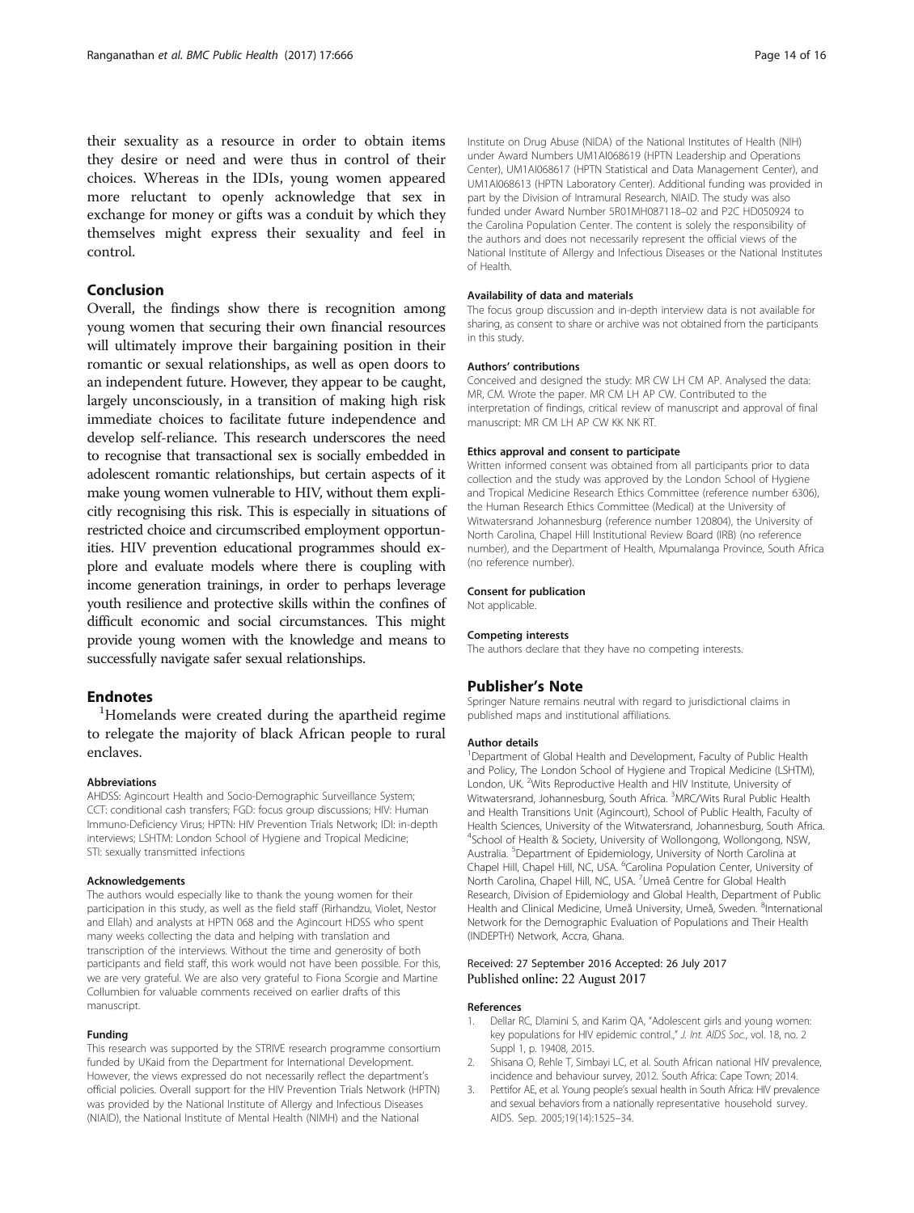their sexuality as a resource in order to obtain items they desire or need and were thus in control of their choices. Whereas in the IDIs, young women appeared more reluctant to openly acknowledge that sex in exchange for money or gifts was a conduit by which they themselves might express their sexuality and feel in control.

## Conclusion

Overall, the findings show there is recognition among young women that securing their own financial resources will ultimately improve their bargaining position in their romantic or sexual relationships, as well as open doors to an independent future. However, they appear to be caught, largely unconsciously, in a transition of making high risk immediate choices to facilitate future independence and develop self-reliance. This research underscores the need to recognise that transactional sex is socially embedded in adolescent romantic relationships, but certain aspects of it make young women vulnerable to HIV, without them explicitly recognising this risk. This is especially in situations of restricted choice and circumscribed employment opportunities. HIV prevention educational programmes should explore and evaluate models where there is coupling with income generation trainings, in order to perhaps leverage youth resilience and protective skills within the confines of difficult economic and social circumstances. This might provide young women with the knowledge and means to successfully navigate safer sexual relationships.

## Endnotes

[1]Homelands were created during the apartheid regime to relegate the majority of black African people to rural enclaves.

### Abbreviations

AHDSS: Agincourt Health and Socio-Demographic Surveillance System; CCT: conditional cash transfers; FGD: focus group discussions; HIV: Human Immuno-Deficiency Virus; HPTN: HIV Prevention Trials Network; IDI: in-depth interviews; LSHTM: London School of Hygiene and Tropical Medicine; STI: sexually transmitted infections

### Acknowledgements

The authors would especially like to thank the young women for their participation in this study, as well as the field staff (Rirhandzu, Violet, Nestor and Ellah) and analysts at HPTN 068 and the Agincourt HDSS who spent many weeks collecting the data and helping with translation and transcription of the interviews. Without the time and generosity of both participants and field staff, this work would not have been possible. For this, we are very grateful. We are also very grateful to Fiona Scorgie and Martine Collumbien for valuable comments received on earlier drafts of this manuscript.

### Funding

This research was supported by the STRIVE research programme consortium funded by UKaid from the Department for International Development. However, the views expressed do not necessarily reflect the department's official policies. Overall support for the HIV Prevention Trials Network (HPTN) was provided by the National Institute of Allergy and Infectious Diseases (NIAID), the National Institute of Mental Health (NIMH) and the National Institute on Drug Abuse (NIDA) of the National Institutes of Health (NIH) under Award Numbers UM1AI068619 (HPTN Leadership and Operations Center), UM1AI068617 (HPTN Statistical and Data Management Center), and UM1AI068613 (HPTN Laboratory Center). Additional funding was provided in part by the Division of Intramural Research, NIAID. The study was also funded under Award Number 5R01MH087118–02 and P2C HD050924 to the Carolina Population Center. The content is solely the responsibility of the authors and does not necessarily represent the official views of the National Institute of Allergy and Infectious Diseases or the National Institutes of Health.

### Availability of data and materials

The focus group discussion and in-depth interview data is not available for sharing, as consent to share or archive was not obtained from the participants in this study.

### Authors' contributions

Conceived and designed the study: MR CW LH CM AP. Analysed the data: MR, CM. Wrote the paper. MR CM LH AP CW. Contributed to the interpretation of findings, critical review of manuscript and approval of final manuscript: MR CM LH AP CW KK NK RT.

### Ethics approval and consent to participate

Written informed consent was obtained from all participants prior to data collection and the study was approved by the London School of Hygiene and Tropical Medicine Research Ethics Committee (reference number 6306), the Human Research Ethics Committee (Medical) at the University of Witwatersrand Johannesburg (reference number 120804), the University of North Carolina, Chapel Hill Institutional Review Board (IRB) (no reference number), and the Department of Health, Mpumalanga Province, South Africa (no reference number).

### Consent for publication

Not applicable.

### Competing interests

The authors declare that they have no competing interests.

## Publisher's Note

Springer Nature remains neutral with regard to jurisdictional claims in published maps and institutional affiliations.

### Author details

[1]Department of Global Health and Development, Faculty of Public Health and Policy, The London School of Hygiene and Tropical Medicine (LSHTM), London, UK. [2]Wits Reproductive Health and HIV Institute, University of Witwatersrand, Johannesburg, South Africa. [3]MRC/Wits Rural Public Health and Health Transitions Unit (Agincourt), School of Public Health, Faculty of Health Sciences, University of the Witwatersrand, Johannesburg, South Africa. [4]School of Health & Society, University of Wollongong, Wollongong, NSW, Australia. [5]Department of Epidemiology, University of North Carolina at Chapel Hill, Chapel Hill, NC, USA. [6]Carolina Population Center, University of North Carolina, Chapel Hill, NC, USA. [7]Umeå Centre for Global Health Research, Division of Epidemiology and Global Health, Department of Public Health and Clinical Medicine, Umeå University, Umeå, Sweden. [8]International Network for the Demographic Evaluation of Populations and Their Health (INDEPTH) Network, Accra, Ghana.

Received: 27 September 2016 Accepted: 26 July 2017
Published online: 22 August 2017

### References

1. Dellar RC, Dlamini S, and Karim QA, "Adolescent girls and young women: key populations for HIV epidemic control.," *J. Int. AIDS Soc.*, vol. 18, no. 2 Suppl 1, p. 19408, 2015.
2. Shisana O, Rehle T, Simbayi LC, et al. South African national HIV prevalence, incidence and behaviour survey, 2012. South Africa: Cape Town; 2014.
3. Pettifor AE, et al. Young people's sexual health in South Africa: HIV prevalence and sexual behaviors from a nationally representative household survey. AIDS. Sep. 2005;19(14):1525–34.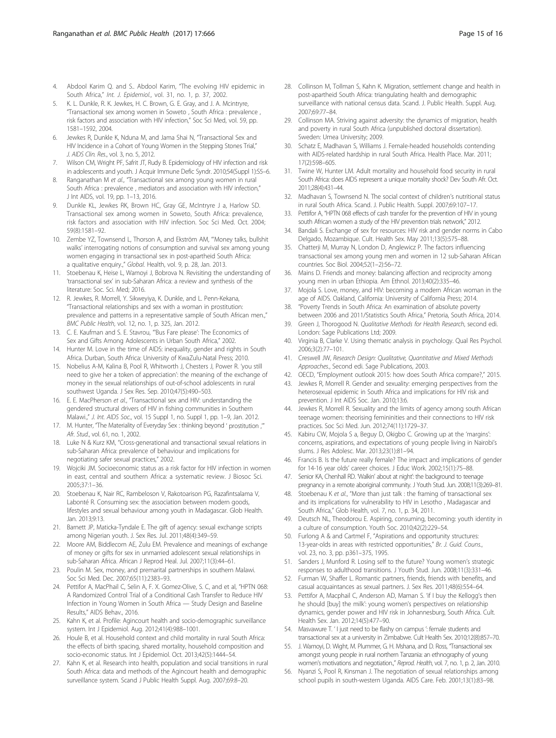4. Abdool Karim Q. and S.. Abdool Karim, "The evolving HIV epidemic in South Africa," *Int. J. Epidemiol.*, vol. 31, no. 1, p. 37, 2002.
5. K. L. Dunkle, R. K. Jewkes, H. C. Brown, G. E. Gray, and J. A. Mcintryre, "Transactional sex among women in Soweto , South Africa : prevalence , risk factors and association with HIV infection," Soc Sci Med, vol. 59, pp. 1581–1592, 2004.
6. Jewkes R, Dunkle K, Nduna M, and Jama Shai N, "Transactional Sex and HIV Incidence in a Cohort of Young Women in the Stepping Stones Trial," *J. AIDS Clin. Res.*, vol. 3, no. 5, 2012.
7. Wilson CM, Wright PF, Safrit JT, Rudy B. Epidemiology of HIV infection and risk in adolescents and youth. J Acquir Immune Defic Syndr. 2010;54(Suppl 1):S5–6.
8. Ranganathan M *et al.*, "Transactional sex among young women in rural South Africa : prevalence , mediators and association with HIV infection," J Int AIDS, vol. 19, pp. 1–13, 2016.
9. Dunkle KL, Jewkes RK, Brown HC, Gray GE, McIntryre J a, Harlow SD. Transactional sex among women in Soweto, South Africa: prevalence, risk factors and association with HIV infection. Soc Sci Med. Oct. 2004; 59(8):1581–92.
10. Zembe YZ, Townsend L, Thorson A, and Ekström AM, "'Money talks, bullshit walks' interrogating notions of consumption and survival sex among young women engaging in transactional sex in post-apartheid South Africa: a qualitative enquiry.," *Global.* Health, vol. 9, p. 28, Jan. 2013.
11. Stoebenau K, Heise L, Wamoyi J, Bobrova N. Revisiting the understanding of 'transactional sex' in sub-Saharan Africa: a review and synthesis of the literature: Soc. Sci. Med; 2016.
12. R. Jewkes, R. Morrell, Y. Sikweyiya, K. Dunkle, and L. Penn-Kekana, "Transactional relationships and sex with a woman in prostitution: prevalence and patterns in a representative sample of South African men.," *BMC Public Health*, vol. 12, no. 1, p. 325, Jan. 2012.
13. C. E. Kaufman and S. E. Stavrou, "'Bus Fare please': The Economics of Sex and Gifts Among Adolescents in Urban South Africa," 2002.
14. Hunter M. Love in the time of AIDS: inequality, gender and rights in South Africa. Durban, South Africa: University of KwaZulu-Natal Press; 2010.
15. Nobelius A-M, Kalina B, Pool R, Whitworth J, Chesters J, Power R. 'you still need to give her a token of appreciation': the meaning of the exchange of money in the sexual relationships of out-of-school adolescents in rural southwest Uganda. J Sex Res. Sep. 2010;47(5):490–503.
16. E. E. MacPherson *et al.*, "Transactional sex and HIV: understanding the gendered structural drivers of HIV in fishing communities in Southern Malawi.," *J. Int. AIDS Soc.*, vol. 15 Suppl 1, no. Suppl 1, pp. 1–9, Jan. 2012.
17. M. Hunter, "The Materiality of Everyday Sex : thinking beyond ' prostitution ,'" *Afr. Stud.*, vol. 61, no. 1, 2002.
18. Luke N & Kurz KM, "Cross-generational and transactional sexual relations in sub-Saharan Africa: prevalence of behaviour and implications for negotiating safer sexual practices," 2002.
19. Wojciki JM. Socioeconomic status as a risk factor for HIV infection in women in east, central and southern Africa: a systematic review. J Biosoc Sci. 2005;37:1–36.
20. Stoebenau K, Nair RC, Rambeloson V, Rakotoarison PG, Razafintsalama V, Labonté R. Consuming sex: the association between modern goods, lifestyles and sexual behaviour among youth in Madagascar. Glob Health. Jan. 2013;9:13.
21. Barnett JP, Maticka-Tyndale E. The gift of agency: sexual exchange scripts among Nigerian youth. J Sex Res. Jul. 2011;48(4):349–59.
22. Moore AM, Biddlecom AE, Zulu EM. Prevalence and meanings of exchange of money or gifts for sex in unmarried adolescent sexual relationships in sub-Saharan Africa. African J Reprod Heal. Jul. 2007;11(3):44–61.
23. Poulin M. Sex, money, and premarital partnerships in southern Malawi. Soc Sci Med. Dec. 2007;65(11):2383–93.
24. Pettifor A, MacPhail C, Selin A, F. X. Gomez-Olive, S. C, and et al, "HPTN 068: A Randomized Control Trial of a Conditional Cash Transfer to Reduce HIV Infection in Young Women in South Africa — Study Design and Baseline Results," AIDS Behav., 2016.
25. Kahn K, et al. Profile: Agincourt health and socio-demographic surveillance system. Int J Epidemiol. Aug. 2012;41(4):988–1001.
26. Houle B, et al. Household context and child mortality in rural South Africa: the effects of birth spacing, shared mortality, household composition and socio-economic status. Int J Epidemiol. Oct. 2013;42(5):1444–54.
27. Kahn K, et al. Research into health, population and social transitions in rural South Africa: data and methods of the Agincourt health and demographic surveillance system. Scand J Public Health Suppl. Aug. 2007;69:8–20.
28. Collinson M, Tollman S, Kahn K. Migration, settlement change and health in post-apartheid South Africa: triangulating health and demographic surveillance with national census data. Scand. J. Public Health. Suppl. Aug. 2007;69:77–84.
29. Collinson MA. Striving against adversity: the dynamics of migration, health and poverty in rural South Africa (unpublished doctoral dissertation). Sweden: Umea University; 2009.
30. Schatz E, Madhavan S, Williams J. Female-headed households contending with AIDS-related hardship in rural South Africa. Health Place. Mar. 2011; 17(2):598–605.
31. Twine W, Hunter LM. Adult mortality and household food security in rural South Africa: does AIDS represent a unique mortality shock? Dev South Afr. Oct. 2011;28(4):431–44.
32. Madhavan S, Townsend N. The social context of children's nutritional status in rural South Africa. Scand. J. Public Health. Suppl. 2007;69:107–17.
33. Pettifor A, "HPTN 068 effects of cash transfer for the prevention of HIV in young south African women a study of the HIV prevention trials network," 2012.
34. Bandali S. Exchange of sex for resources: HIV risk and gender norms in Cabo Delgado, Mozambique. Cult. Health Sex. May 2011;13(5):575–88.
35. Chatterji M, Murray N, London D, Anglewicz P. The factors influencing transactional sex among young men and women in 12 sub-Saharan African countries. Soc Biol. 2004;52(1–2):56–72.
36. Mains D. Friends and money: balancing affection and reciprocity among young men in urban Ethiopia. Am Ethnol. 2013;40(2):335–46.
37. Mojola S. Love, money, and HIV: becoming a modern African woman in the age of AIDS. Oakland, California: University of California Press; 2014.
38. "Poverty Trends in South Africa: An examination of absolute poverty between 2006 and 2011/Statistics South Africa," Pretoria, South Africa, 2014.
39. Green J, Thorogood N. *Qualitative Methods for Health Research*, second edi. London: Sage Publications Ltd; 2009.
40. Virginia B, Clarke V. Using thematic analysis in psychology. Qual Res Psychol. 2006;3(2):77–101.
41. Creswell JW, *Research Design: Qualitative, Quantitative and Mixed Methods Approaches.*, Second edi. Sage Publications, 2003.
42. OECD, "Employment outlook 2015: how does South Africa compare?," 2015.
43. Jewkes R, Morrell R. Gender and sexuality: emerging perspectives from the heterosexual epidemic in South Africa and implications for HIV risk and prevention. J Int AIDS Soc. Jan. 2010;13:6.
44. Jewkes R, Morrell R. Sexuality and the limits of agency among south African teenage women: theorising femininities and their connections to HIV risk practices. Soc Sci Med. Jun. 2012;74(11):1729–37.
45. Kabiru CW, Mojola S a, Beguy D, Okigbo C. Growing up at the 'margins': concerns, aspirations, and expectations of young people living in Nairobi's slums. J Res Adolesc. Mar. 2013;23(1):81–94.
46. Francis B. Is the future really female? The impact and implications of gender for 14-16 year olds' career choices. J Educ Work. 2002;15(1):75–88.
47. Senior KA, Chenhall RD. 'Walkin' about at night': the background to teenage pregnancy in a remote aboriginal community. J Youth Stud. Jun. 2008;11(3):269–81.
48. Stoebenau K *et al.*, "More than just talk : the framing of transactional sex and its implications for vulnerability to HIV in Lesotho , Madagascar and South Africa," Glob Health, vol. 7, no. 1, p. 34, 2011.
49. Deutsch NL, Theodorou E. Aspiring, consuming, becoming: youth identity in a culture of consumption. Youth Soc. 2010;42(2):229–54.
50. Furlong A & and Cartmel F, "Aspirations and opportunity structures: 13-year-olds in areas with restricted opportunities," *Br. J. Guid. Couns.*, vol. 23, no. 3, pp. p361–375, 1995.
51. Sanders J, Munford R. Losing self to the future? Young women's strategic responses to adulthood transitions. J Youth Stud. Jun. 2008;11(3):331–46.
52. Furman W, Shaffer L. Romantic partners, friends, friends with benefits, and casual acquaintances as sexual partners. J. Sex Res. 2011;48(6):554–64.
53. Pettifor A, Macphail C, Anderson AD, Maman S. 'if I buy the Kellogg's then he should [buy] the milk': young women's perspectives on relationship dynamics, gender power and HIV risk in Johannesburg, South Africa. Cult. Health Sex. Jan. 2012;14(5):477–90.
54. Masvawure T. ' I just need to be flashy on campus ': female students and transactional sex at a university in Zimbabwe. Cult Health Sex. 2010;12(8):857–70.
55. J. Wamoyi, D. Wight, M. Plummer, G. H. Mshana, and D. Ross, "Transactional sex amongst young people in rural northern Tanzania: an ethnography of young women's motivations and negotiation.," *Reprod. Health*, vol. 7, no. 1, p. 2, Jan. 2010.
56. Nyanzi S, Pool R, Kinsman J. The negotiation of sexual relationships among school pupils in south-western Uganda. AIDS Care. Feb. 2001;13(1):83–98.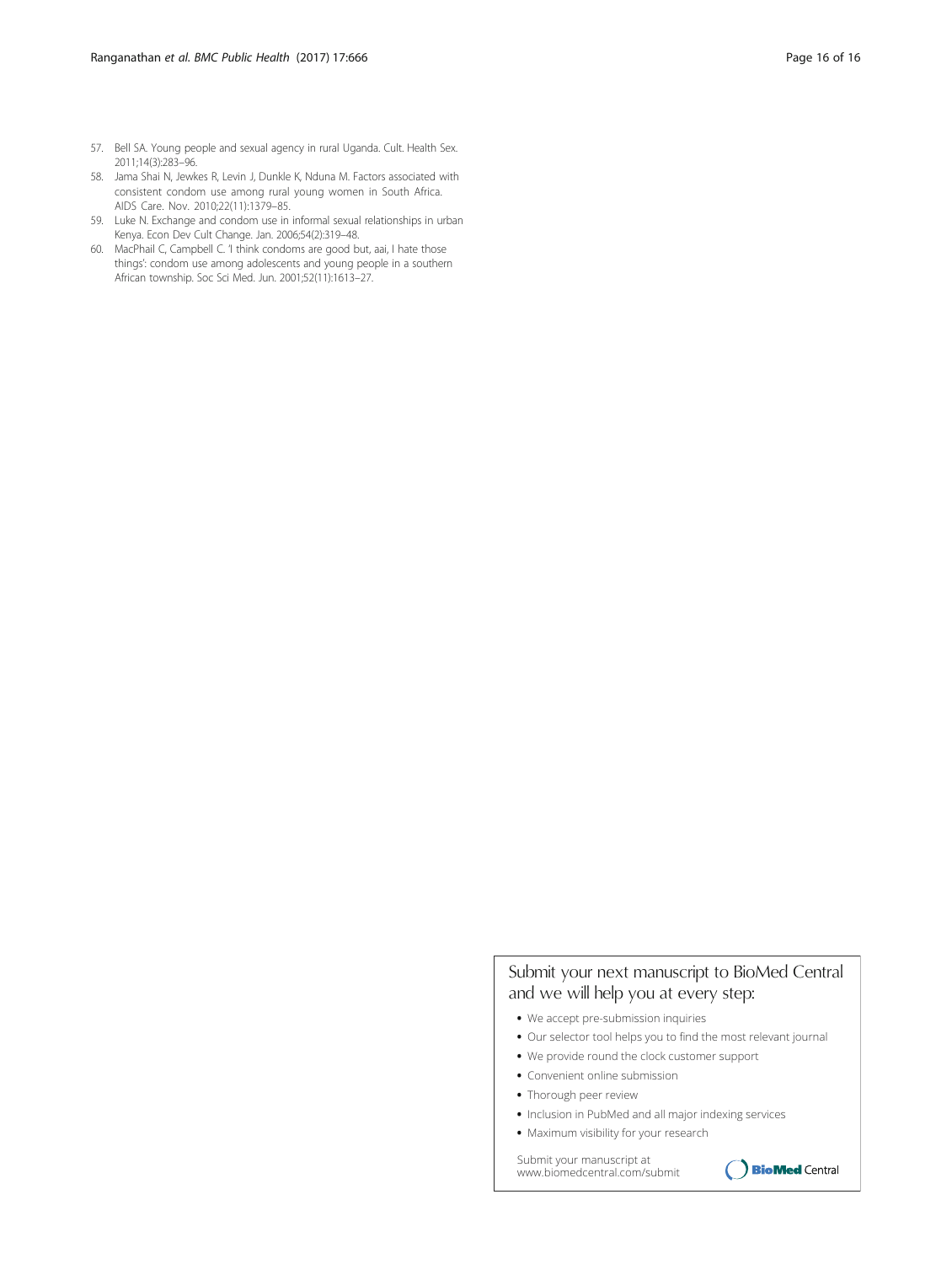57. Bell SA. Young people and sexual agency in rural Uganda. Cult. Health Sex. 2011;14(3):283–96.
58. Jama Shai N, Jewkes R, Levin J, Dunkle K, Nduna M. Factors associated with consistent condom use among rural young women in South Africa. AIDS Care. Nov. 2010;22(11):1379–85.
59. Luke N. Exchange and condom use in informal sexual relationships in urban Kenya. Econ Dev Cult Change. Jan. 2006;54(2):319–48.
60. MacPhail C, Campbell C. 'I think condoms are good but, aai, I hate those things': condom use among adolescents and young people in a southern African township. Soc Sci Med. Jun. 2001;52(11):1613–27.

Submit your next manuscript to BioMed Central and we will help you at every step:

- We accept pre-submission inquiries
- Our selector tool helps you to find the most relevant journal
- We provide round the clock customer support
- Convenient online submission
- Thorough peer review
- Inclusion in PubMed and all major indexing services
- Maximum visibility for your research

Submit your manuscript at www.biomedcentral.com/submit

BioMed Central